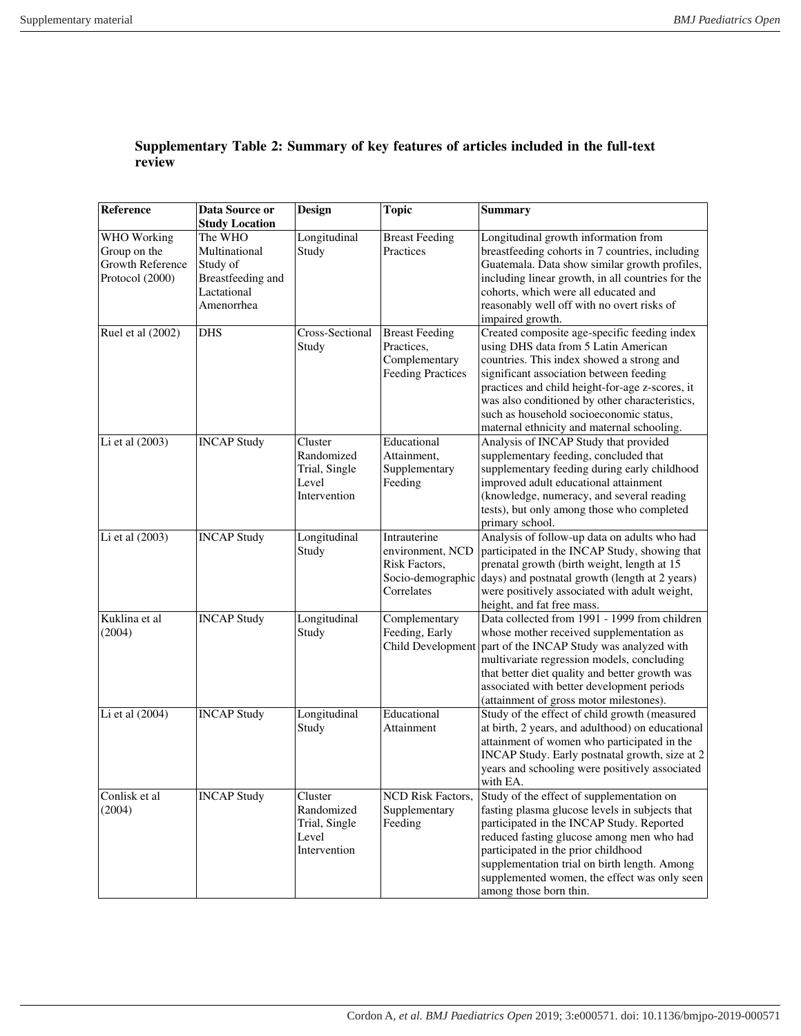**Supplementary Table 2: Summary of key features of articles included in the full-text review**

| Reference | Data Source or Study Location | Design | Topic | Summary |
|---|---|---|---|---|
| WHO Working Group on the Growth Reference Protocol (2000) | The WHO Multinational Study of Breastfeeding and Lactational Amenorrhea | Longitudinal Study | Breast Feeding Practices | Longitudinal growth information from breastfeeding cohorts in 7 countries, including Guatemala. Data show similar growth profiles, including linear growth, in all countries for the cohorts, which were all educated and reasonably well off with no overt risks of impaired growth. |
| Ruel et al (2002) | DHS | Cross-Sectional Study | Breast Feeding Practices, Complementary Feeding Practices | Created composite age-specific feeding index using DHS data from 5 Latin American countries. This index showed a strong and significant association between feeding practices and child height-for-age z-scores, it was also conditioned by other characteristics, such as household socioeconomic status, maternal ethnicity and maternal schooling. |
| Li et al (2003) | INCAP Study | Cluster Randomized Trial, Single Level Intervention | Educational Attainment, Supplementary Feeding | Analysis of INCAP Study that provided supplementary feeding, concluded that supplementary feeding during early childhood improved adult educational attainment (knowledge, numeracy, and several reading tests), but only among those who completed primary school. |
| Li et al (2003) | INCAP Study | Longitudinal Study | Intrauterine environment, NCD Risk Factors, Socio-demographic Correlates | Analysis of follow-up data on adults who had participated in the INCAP Study, showing that prenatal growth (birth weight, length at 15 days) and postnatal growth (length at 2 years) were positively associated with adult weight, height, and fat free mass. |
| Kuklina et al (2004) | INCAP Study | Longitudinal Study | Complementary Feeding, Early Child Development | Data collected from 1991 - 1999 from children whose mother received supplementation as part of the INCAP Study was analyzed with multivariate regression models, concluding that better diet quality and better growth was associated with better development periods (attainment of gross motor milestones). |
| Li et al (2004) | INCAP Study | Longitudinal Study | Educational Attainment | Study of the effect of child growth (measured at birth, 2 years, and adulthood) on educational attainment of women who participated in the INCAP Study. Early postnatal growth, size at 2 years and schooling were positively associated with EA. |
| Conlisk et al (2004) | INCAP Study | Cluster Randomized Trial, Single Level Intervention | NCD Risk Factors, Supplementary Feeding | Study of the effect of supplementation on fasting plasma glucose levels in subjects that participated in the INCAP Study. Reported reduced fasting glucose among men who had participated in the prior childhood supplementation trial on birth length. Among supplemented women, the effect was only seen among those born thin. |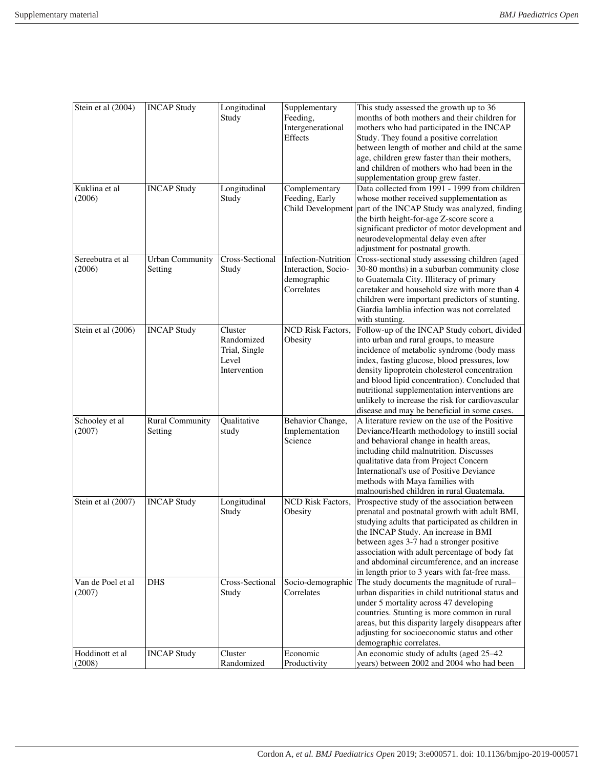| | | | | |
|---|---|---|---|---|
| Stein et al (2004) | INCAP Study | Longitudinal Study | Supplementary Feeding, Intergenerational Effects | This study assessed the growth up to 36 months of both mothers and their children for mothers who had participated in the INCAP Study. They found a positive correlation between length of mother and child at the same age, children grew faster than their mothers, and children of mothers who had been in the supplementation group grew faster. |
| Kuklina et al (2006) | INCAP Study | Longitudinal Study | Complementary Feeding, Early Child Development | Data collected from 1991 - 1999 from children whose mother received supplementation as part of the INCAP Study was analyzed, finding the birth height-for-age Z-score score a significant predictor of motor development and neurodevelopmental delay even after adjustment for postnatal growth. |
| Sereebutra et al (2006) | Urban Community Setting | Cross-Sectional Study | Infection-Nutrition Interaction, Socio-demographic Correlates | Cross-sectional study assessing children (aged 30-80 months) in a suburban community close to Guatemala City. Illiteracy of primary caretaker and household size with more than 4 children were important predictors of stunting. Giardia lamblia infection was not correlated with stunting. |
| Stein et al (2006) | INCAP Study | Cluster Randomized Trial, Single Level Intervention | NCD Risk Factors, Obesity | Follow-up of the INCAP Study cohort, divided into urban and rural groups, to measure incidence of metabolic syndrome (body mass index, fasting glucose, blood pressures, low density lipoprotein cholesterol concentration and blood lipid concentration). Concluded that nutritional supplementation interventions are unlikely to increase the risk for cardiovascular disease and may be beneficial in some cases. |
| Schooley et al (2007) | Rural Community Setting | Qualitative study | Behavior Change, Implementation Science | A literature review on the use of the Positive Deviance/Hearth methodology to instill social and behavioral change in health areas, including child malnutrition. Discusses qualitative data from Project Concern International's use of Positive Deviance methods with Maya families with malnourished children in rural Guatemala. |
| Stein et al (2007) | INCAP Study | Longitudinal Study | NCD Risk Factors, Obesity | Prospective study of the association between prenatal and postnatal growth with adult BMI, studying adults that participated as children in the INCAP Study. An increase in BMI between ages 3-7 had a stronger positive association with adult percentage of body fat and abdominal circumference, and an increase in length prior to 3 years with fat-free mass. |
| Van de Poel et al (2007) | DHS | Cross-Sectional Study | Socio-demographic Correlates | The study documents the magnitude of rural–urban disparities in child nutritional status and under 5 mortality across 47 developing countries. Stunting is more common in rural areas, but this disparity largely disappears after adjusting for socioeconomic status and other demographic correlates. |
| Hoddinott et al (2008) | INCAP Study | Cluster Randomized | Economic Productivity | An economic study of adults (aged 25–42 years) between 2002 and 2004 who had been |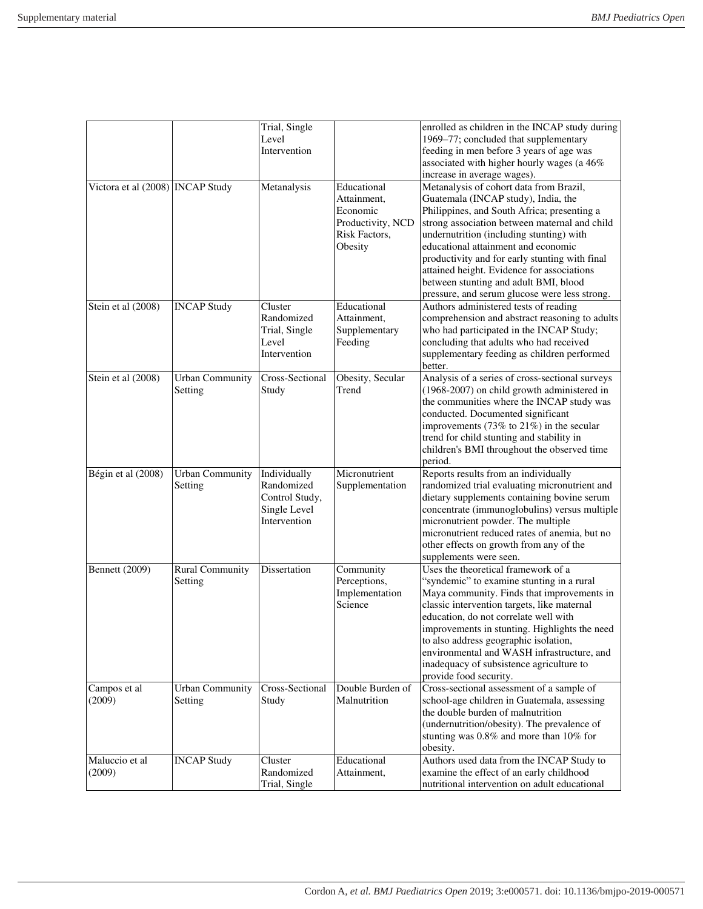| | | | | |
|---|---|---|---|---|
| | | Trial, Single Level Intervention | | enrolled as children in the INCAP study during 1969–77; concluded that supplementary feeding in men before 3 years of age was associated with higher hourly wages (a 46% increase in average wages). |
| Victora et al (2008) | INCAP Study | Metanalysis | Educational Attainment, Economic Productivity, NCD Risk Factors, Obesity | Metanalysis of cohort data from Brazil, Guatemala (INCAP study), India, the Philippines, and South Africa; presenting a strong association between maternal and child undernutrition (including stunting) with educational attainment and economic productivity and for early stunting with final attained height. Evidence for associations between stunting and adult BMI, blood pressure, and serum glucose were less strong. |
| Stein et al (2008) | INCAP Study | Cluster Randomized Trial, Single Level Intervention | Educational Attainment, Supplementary Feeding | Authors administered tests of reading comprehension and abstract reasoning to adults who had participated in the INCAP Study; concluding that adults who had received supplementary feeding as children performed better. |
| Stein et al (2008) | Urban Community Setting | Cross-Sectional Study | Obesity, Secular Trend | Analysis of a series of cross-sectional surveys (1968-2007) on child growth administered in the communities where the INCAP study was conducted. Documented significant improvements (73% to 21%) in the secular trend for child stunting and stability in children's BMI throughout the observed time period. |
| Bégin et al (2008) | Urban Community Setting | Individually Randomized Control Study, Single Level Intervention | Micronutrient Supplementation | Reports results from an individually randomized trial evaluating micronutrient and dietary supplements containing bovine serum concentrate (immunoglobulins) versus multiple micronutrient powder. The multiple micronutrient reduced rates of anemia, but no other effects on growth from any of the supplements were seen. |
| Bennett (2009) | Rural Community Setting | Dissertation | Community Perceptions, Implementation Science | Uses the theoretical framework of a "syndemic" to examine stunting in a rural Maya community. Finds that improvements in classic intervention targets, like maternal education, do not correlate well with improvements in stunting. Highlights the need to also address geographic isolation, environmental and WASH infrastructure, and inadequacy of subsistence agriculture to provide food security. |
| Campos et al (2009) | Urban Community Setting | Cross-Sectional Study | Double Burden of Malnutrition | Cross-sectional assessment of a sample of school-age children in Guatemala, assessing the double burden of malnutrition (undernutrition/obesity). The prevalence of stunting was 0.8% and more than 10% for obesity. |
| Maluccio et al (2009) | INCAP Study | Cluster Randomized Trial, Single | Educational Attainment, | Authors used data from the INCAP Study to examine the effect of an early childhood nutritional intervention on adult educational |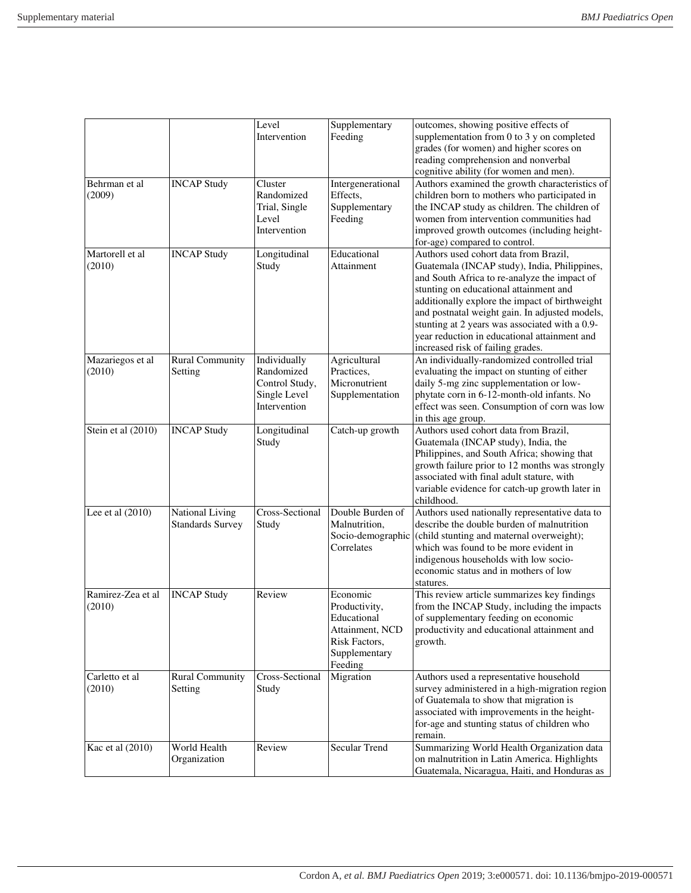| | | | | |
|---|---|---|---|---|
| | | Level Intervention | Supplementary Feeding | outcomes, showing positive effects of supplementation from 0 to 3 y on completed grades (for women) and higher scores on reading comprehension and nonverbal cognitive ability (for women and men). |
| Behrman et al (2009) | INCAP Study | Cluster Randomized Trial, Single Level Intervention | Intergenerational Effects, Supplementary Feeding | Authors examined the growth characteristics of children born to mothers who participated in the INCAP study as children. The children of women from intervention communities had improved growth outcomes (including height-for-age) compared to control. |
| Martorell et al (2010) | INCAP Study | Longitudinal Study | Educational Attainment | Authors used cohort data from Brazil, Guatemala (INCAP study), India, Philippines, and South Africa to re-analyze the impact of stunting on educational attainment and additionally explore the impact of birthweight and postnatal weight gain. In adjusted models, stunting at 2 years was associated with a 0.9-year reduction in educational attainment and increased risk of failing grades. |
| Mazariegos et al (2010) | Rural Community Setting | Individually Randomized Control Study, Single Level Intervention | Agricultural Practices, Micronutrient Supplementation | An individually-randomized controlled trial evaluating the impact on stunting of either daily 5-mg zinc supplementation or low-phytate corn in 6-12-month-old infants. No effect was seen. Consumption of corn was low in this age group. |
| Stein et al (2010) | INCAP Study | Longitudinal Study | Catch-up growth | Authors used cohort data from Brazil, Guatemala (INCAP study), India, the Philippines, and South Africa; showing that growth failure prior to 12 months was strongly associated with final adult stature, with variable evidence for catch-up growth later in childhood. |
| Lee et al (2010) | National Living Standards Survey | Cross-Sectional Study | Double Burden of Malnutrition, Socio-demographic Correlates | Authors used nationally representative data to describe the double burden of malnutrition (child stunting and maternal overweight); which was found to be more evident in indigenous households with low socio-economic status and in mothers of low statures. |
| Ramirez-Zea et al (2010) | INCAP Study | Review | Economic Productivity, Educational Attainment, NCD Risk Factors, Supplementary Feeding | This review article summarizes key findings from the INCAP Study, including the impacts of supplementary feeding on economic productivity and educational attainment and growth. |
| Carletto et al (2010) | Rural Community Setting | Cross-Sectional Study | Migration | Authors used a representative household survey administered in a high-migration region of Guatemala to show that migration is associated with improvements in the height-for-age and stunting status of children who remain. |
| Kac et al (2010) | World Health Organization | Review | Secular Trend | Summarizing World Health Organization data on malnutrition in Latin America. Highlights Guatemala, Nicaragua, Haiti, and Honduras as |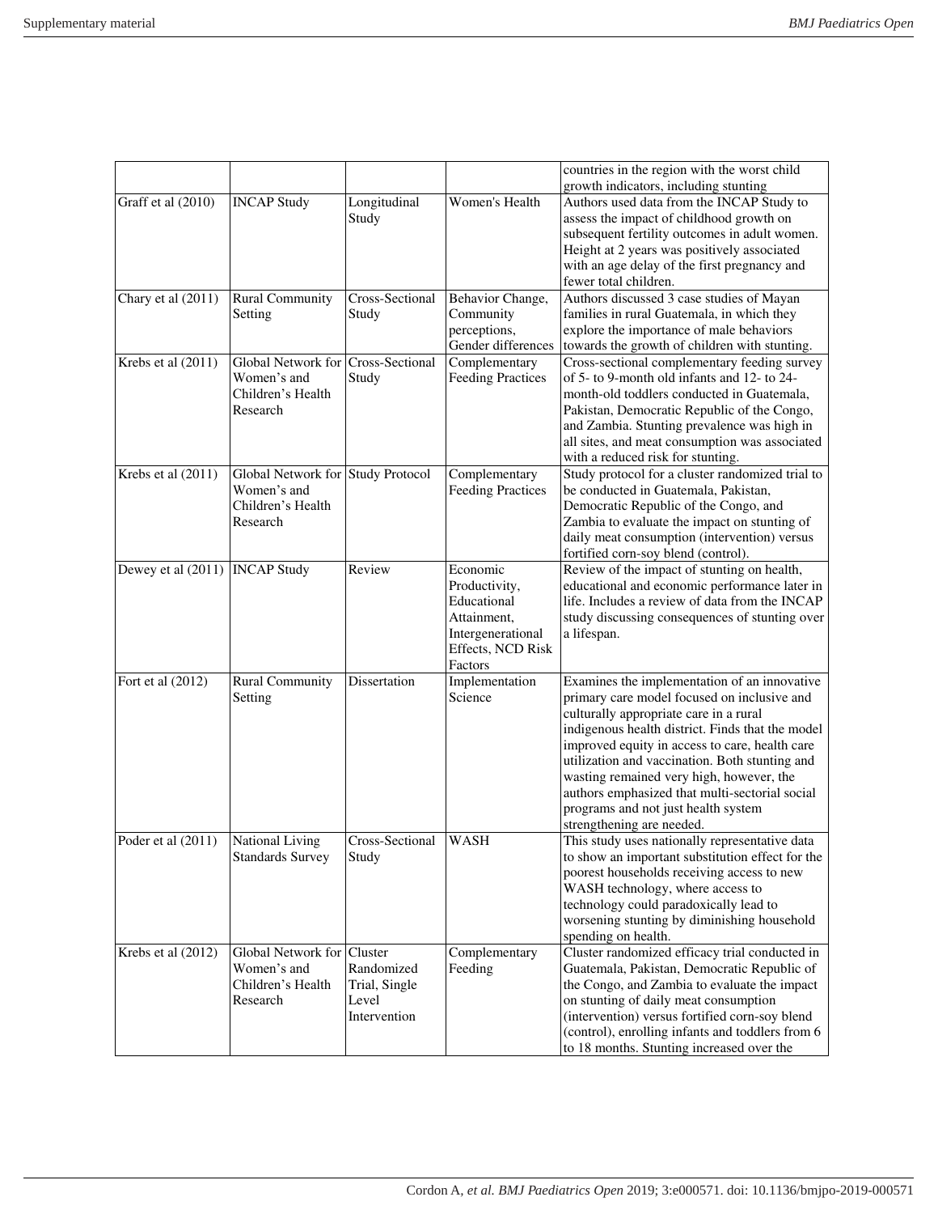| | | | | |
|---|---|---|---|---|
| | | | | countries in the region with the worst child growth indicators, including stunting |
| Graff et al (2010) | INCAP Study | Longitudinal Study | Women's Health | Authors used data from the INCAP Study to assess the impact of childhood growth on subsequent fertility outcomes in adult women. Height at 2 years was positively associated with an age delay of the first pregnancy and fewer total children. |
| Chary et al (2011) | Rural Community Setting | Cross-Sectional Study | Behavior Change, Community perceptions, Gender differences | Authors discussed 3 case studies of Mayan families in rural Guatemala, in which they explore the importance of male behaviors towards the growth of children with stunting. |
| Krebs et al (2011) | Global Network for Women's and Children's Health Research | Cross-Sectional Study | Complementary Feeding Practices | Cross-sectional complementary feeding survey of 5- to 9-month old infants and 12- to 24-month-old toddlers conducted in Guatemala, Pakistan, Democratic Republic of the Congo, and Zambia. Stunting prevalence was high in all sites, and meat consumption was associated with a reduced risk for stunting. |
| Krebs et al (2011) | Global Network for Women's and Children's Health Research | Study Protocol | Complementary Feeding Practices | Study protocol for a cluster randomized trial to be conducted in Guatemala, Pakistan, Democratic Republic of the Congo, and Zambia to evaluate the impact on stunting of daily meat consumption (intervention) versus fortified corn-soy blend (control). |
| Dewey et al (2011) | INCAP Study | Review | Economic Productivity, Educational Attainment, Intergenerational Effects, NCD Risk Factors | Review of the impact of stunting on health, educational and economic performance later in life. Includes a review of data from the INCAP study discussing consequences of stunting over a lifespan. |
| Fort et al (2012) | Rural Community Setting | Dissertation | Implementation Science | Examines the implementation of an innovative primary care model focused on inclusive and culturally appropriate care in a rural indigenous health district. Finds that the model improved equity in access to care, health care utilization and vaccination. Both stunting and wasting remained very high, however, the authors emphasized that multi-sectorial social programs and not just health system strengthening are needed. |
| Poder et al (2011) | National Living Standards Survey | Cross-Sectional Study | WASH | This study uses nationally representative data to show an important substitution effect for the poorest households receiving access to new WASH technology, where access to technology could paradoxically lead to worsening stunting by diminishing household spending on health. |
| Krebs et al (2012) | Global Network for Women's and Children's Health Research | Cluster Randomized Trial, Single Level Intervention | Complementary Feeding | Cluster randomized efficacy trial conducted in Guatemala, Pakistan, Democratic Republic of the Congo, and Zambia to evaluate the impact on stunting of daily meat consumption (intervention) versus fortified corn-soy blend (control), enrolling infants and toddlers from 6 to 18 months. Stunting increased over the |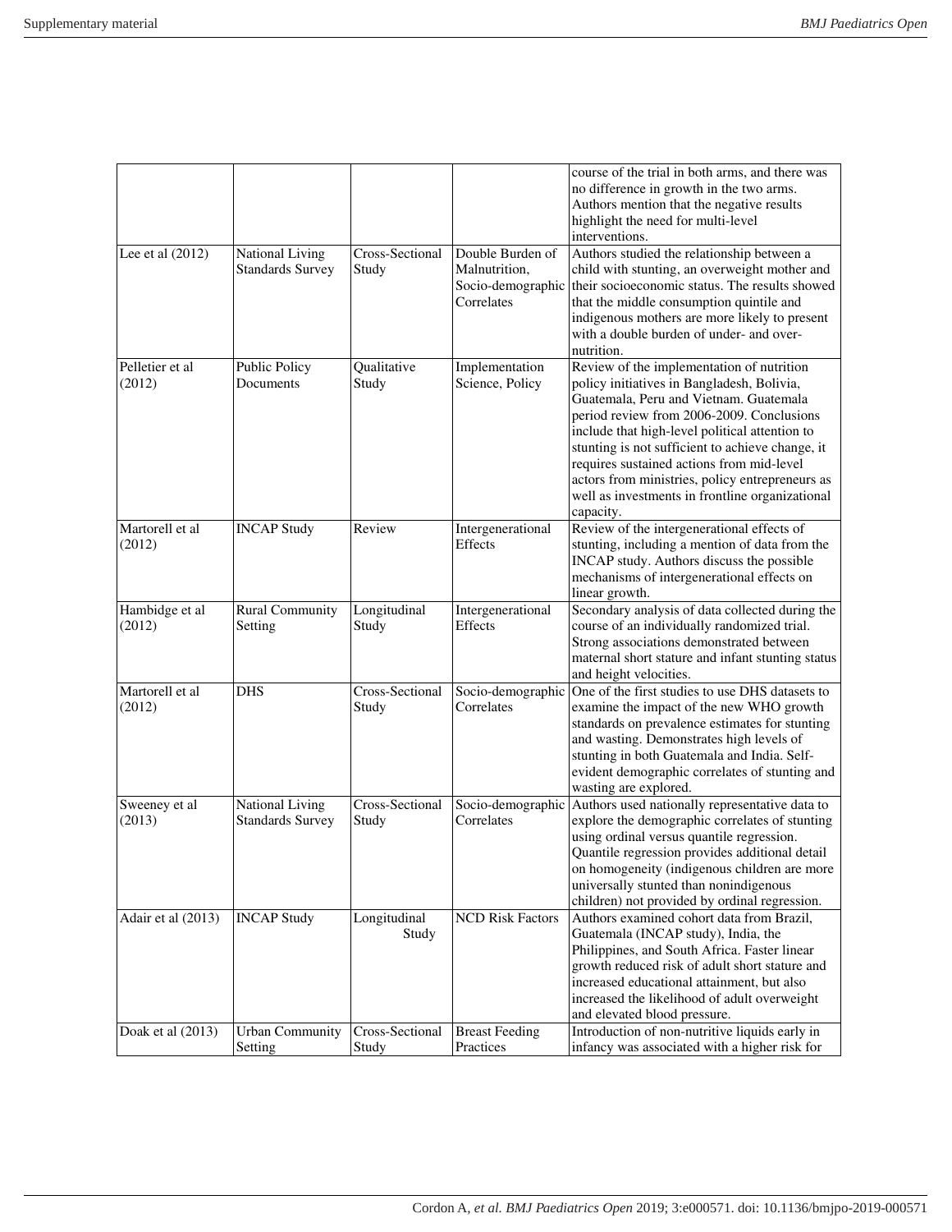| | | | | |
|---|---|---|---|---|
| | | | | course of the trial in both arms, and there was no difference in growth in the two arms. Authors mention that the negative results highlight the need for multi-level interventions. |
| Lee et al (2012) | National Living Standards Survey | Cross-Sectional Study | Double Burden of Malnutrition, Socio-demographic Correlates | Authors studied the relationship between a child with stunting, an overweight mother and their socioeconomic status. The results showed that the middle consumption quintile and indigenous mothers are more likely to present with a double burden of under- and over-nutrition. |
| Pelletier et al (2012) | Public Policy Documents | Qualitative Study | Implementation Science, Policy | Review of the implementation of nutrition policy initiatives in Bangladesh, Bolivia, Guatemala, Peru and Vietnam. Guatemala period review from 2006-2009. Conclusions include that high-level political attention to stunting is not sufficient to achieve change, it requires sustained actions from mid-level actors from ministries, policy entrepreneurs as well as investments in frontline organizational capacity. |
| Martorell et al (2012) | INCAP Study | Review | Intergenerational Effects | Review of the intergenerational effects of stunting, including a mention of data from the INCAP study. Authors discuss the possible mechanisms of intergenerational effects on linear growth. |
| Hambidge et al (2012) | Rural Community Setting | Longitudinal Study | Intergenerational Effects | Secondary analysis of data collected during the course of an individually randomized trial. Strong associations demonstrated between maternal short stature and infant stunting status and height velocities. |
| Martorell et al (2012) | DHS | Cross-Sectional Study | Socio-demographic Correlates | One of the first studies to use DHS datasets to examine the impact of the new WHO growth standards on prevalence estimates for stunting and wasting. Demonstrates high levels of stunting in both Guatemala and India. Self-evident demographic correlates of stunting and wasting are explored. |
| Sweeney et al (2013) | National Living Standards Survey | Cross-Sectional Study | Socio-demographic Correlates | Authors used nationally representative data to explore the demographic correlates of stunting using ordinal versus quantile regression. Quantile regression provides additional detail on homogeneity (indigenous children are more universally stunted than nonindigenous children) not provided by ordinal regression. |
| Adair et al (2013) | INCAP Study | Longitudinal Study | NCD Risk Factors | Authors examined cohort data from Brazil, Guatemala (INCAP study), India, the Philippines, and South Africa. Faster linear growth reduced risk of adult short stature and increased educational attainment, but also increased the likelihood of adult overweight and elevated blood pressure. |
| Doak et al (2013) | Urban Community Setting | Cross-Sectional Study | Breast Feeding Practices | Introduction of non-nutritive liquids early in infancy was associated with a higher risk for |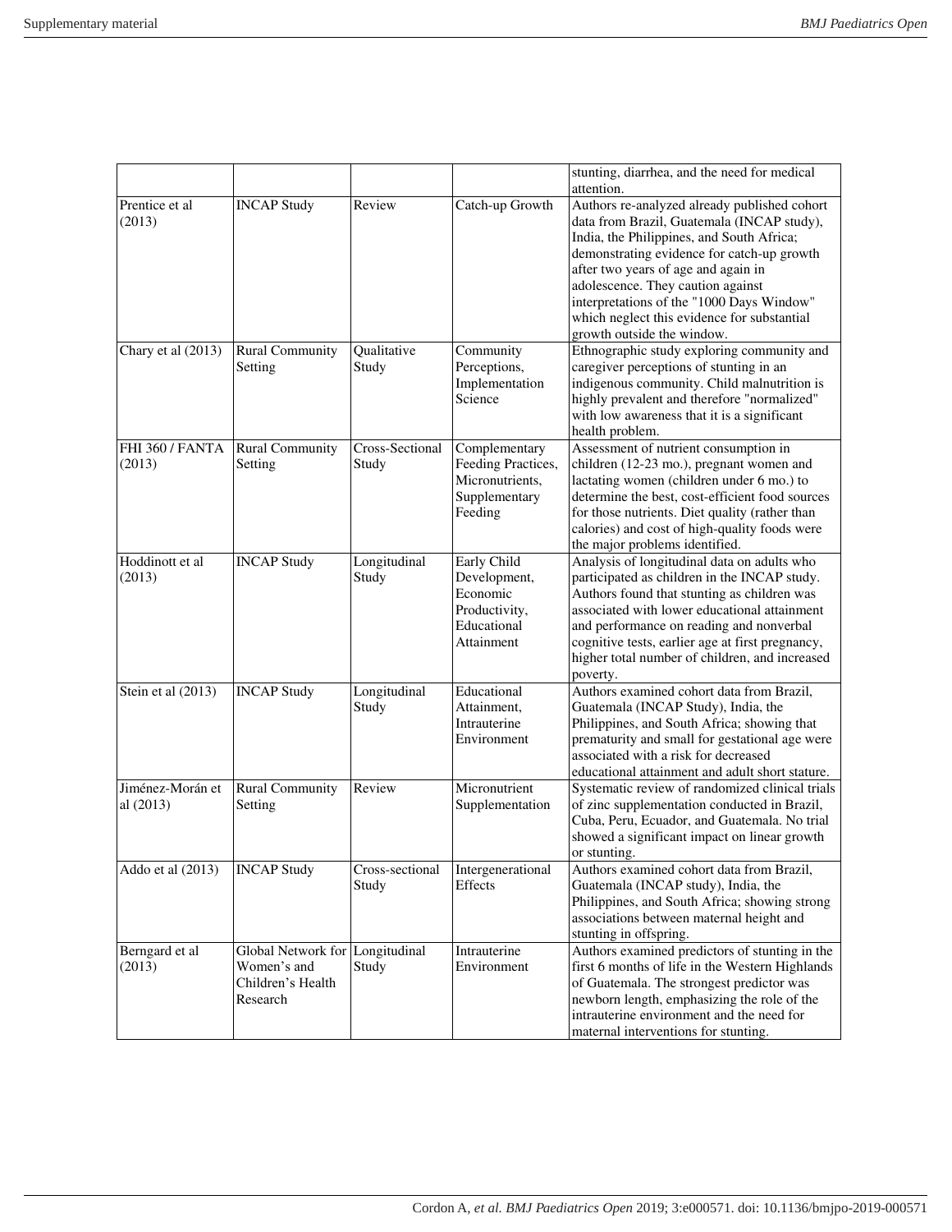| | | | | |
|---|---|---|---|---|
| | | | | stunting, diarrhea, and the need for medical attention. |
| Prentice et al (2013) | INCAP Study | Review | Catch-up Growth | Authors re-analyzed already published cohort data from Brazil, Guatemala (INCAP study), India, the Philippines, and South Africa; demonstrating evidence for catch-up growth after two years of age and again in adolescence. They caution against interpretations of the "1000 Days Window" which neglect this evidence for substantial growth outside the window. |
| Chary et al (2013) | Rural Community Setting | Qualitative Study | Community Perceptions, Implementation Science | Ethnographic study exploring community and caregiver perceptions of stunting in an indigenous community. Child malnutrition is highly prevalent and therefore "normalized" with low awareness that it is a significant health problem. |
| FHI 360 / FANTA (2013) | Rural Community Setting | Cross-Sectional Study | Complementary Feeding Practices, Micronutrients, Supplementary Feeding | Assessment of nutrient consumption in children (12-23 mo.), pregnant women and lactating women (children under 6 mo.) to determine the best, cost-efficient food sources for those nutrients. Diet quality (rather than calories) and cost of high-quality foods were the major problems identified. |
| Hoddinott et al (2013) | INCAP Study | Longitudinal Study | Early Child Development, Economic Productivity, Educational Attainment | Analysis of longitudinal data on adults who participated as children in the INCAP study. Authors found that stunting as children was associated with lower educational attainment and performance on reading and nonverbal cognitive tests, earlier age at first pregnancy, higher total number of children, and increased poverty. |
| Stein et al (2013) | INCAP Study | Longitudinal Study | Educational Attainment, Intrauterine Environment | Authors examined cohort data from Brazil, Guatemala (INCAP Study), India, the Philippines, and South Africa; showing that prematurity and small for gestational age were associated with a risk for decreased educational attainment and adult short stature. |
| Jiménez-Morán et al (2013) | Rural Community Setting | Review | Micronutrient Supplementation | Systematic review of randomized clinical trials of zinc supplementation conducted in Brazil, Cuba, Peru, Ecuador, and Guatemala. No trial showed a significant impact on linear growth or stunting. |
| Addo et al (2013) | INCAP Study | Cross-sectional Study | Intergenerational Effects | Authors examined cohort data from Brazil, Guatemala (INCAP study), India, the Philippines, and South Africa; showing strong associations between maternal height and stunting in offspring. |
| Berngard et al (2013) | Global Network for Women's and Children's Health Research | Longitudinal Study | Intrauterine Environment | Authors examined predictors of stunting in the first 6 months of life in the Western Highlands of Guatemala. The strongest predictor was newborn length, emphasizing the role of the intrauterine environment and the need for maternal interventions for stunting. |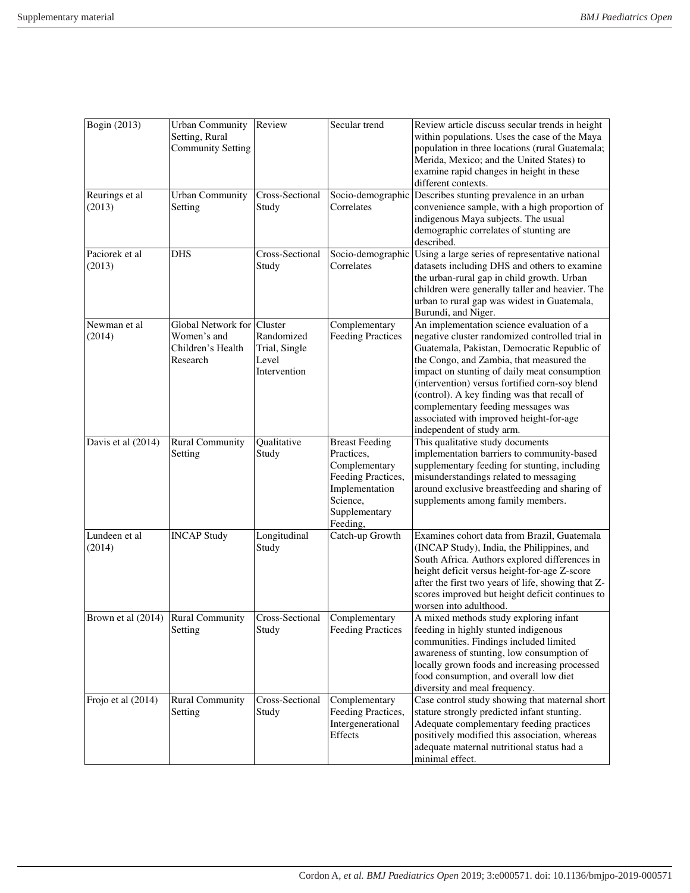| | | | | |
|---|---|---|---|---|
| Bogin (2013) | Urban Community Setting, Rural Community Setting | Review | Secular trend | Review article discuss secular trends in height within populations. Uses the case of the Maya population in three locations (rural Guatemala; Merida, Mexico; and the United States) to examine rapid changes in height in these different contexts. |
| Reurings et al (2013) | Urban Community Setting | Cross-Sectional Study | Socio-demographic Correlates | Describes stunting prevalence in an urban convenience sample, with a high proportion of indigenous Maya subjects. The usual demographic correlates of stunting are described. |
| Paciorek et al (2013) | DHS | Cross-Sectional Study | Socio-demographic Correlates | Using a large series of representative national datasets including DHS and others to examine the urban-rural gap in child growth. Urban children were generally taller and heavier. The urban to rural gap was widest in Guatemala, Burundi, and Niger. |
| Newman et al (2014) | Global Network for Women's and Children's Health Research | Cluster Randomized Trial, Single Level Intervention | Complementary Feeding Practices | An implementation science evaluation of a negative cluster randomized controlled trial in Guatemala, Pakistan, Democratic Republic of the Congo, and Zambia, that measured the impact on stunting of daily meat consumption (intervention) versus fortified corn-soy blend (control). A key finding was that recall of complementary feeding messages was associated with improved height-for-age independent of study arm. |
| Davis et al (2014) | Rural Community Setting | Qualitative Study | Breast Feeding Practices, Complementary Feeding Practices, Implementation Science, Supplementary Feeding, | This qualitative study documents implementation barriers to community-based supplementary feeding for stunting, including misunderstandings related to messaging around exclusive breastfeeding and sharing of supplements among family members. |
| Lundeen et al (2014) | INCAP Study | Longitudinal Study | Catch-up Growth | Examines cohort data from Brazil, Guatemala (INCAP Study), India, the Philippines, and South Africa. Authors explored differences in height deficit versus height-for-age Z-score after the first two years of life, showing that Z-scores improved but height deficit continues to worsen into adulthood. |
| Brown et al (2014) | Rural Community Setting | Cross-Sectional Study | Complementary Feeding Practices | A mixed methods study exploring infant feeding in highly stunted indigenous communities. Findings included limited awareness of stunting, low consumption of locally grown foods and increasing processed food consumption, and overall low diet diversity and meal frequency. |
| Frojo et al (2014) | Rural Community Setting | Cross-Sectional Study | Complementary Feeding Practices, Intergenerational Effects | Case control study showing that maternal short stature strongly predicted infant stunting. Adequate complementary feeding practices positively modified this association, whereas adequate maternal nutritional status had a minimal effect. |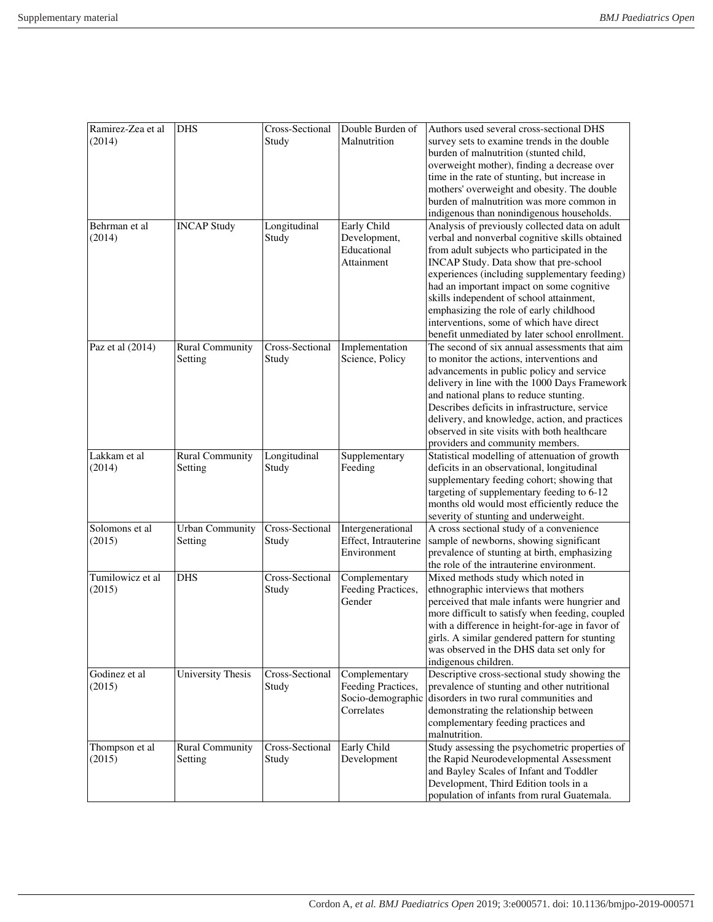| | | | | |
|---|---|---|---|---|
| Ramirez-Zea et al (2014) | DHS | Cross-Sectional Study | Double Burden of Malnutrition | Authors used several cross-sectional DHS survey sets to examine trends in the double burden of malnutrition (stunted child, overweight mother), finding a decrease over time in the rate of stunting, but increase in mothers' overweight and obesity. The double burden of malnutrition was more common in indigenous than nonindigenous households. |
| Behrman et al (2014) | INCAP Study | Longitudinal Study | Early Child Development, Educational Attainment | Analysis of previously collected data on adult verbal and nonverbal cognitive skills obtained from adult subjects who participated in the INCAP Study. Data show that pre-school experiences (including supplementary feeding) had an important impact on some cognitive skills independent of school attainment, emphasizing the role of early childhood interventions, some of which have direct benefit unmediated by later school enrollment. |
| Paz et al (2014) | Rural Community Setting | Cross-Sectional Study | Implementation Science, Policy | The second of six annual assessments that aim to monitor the actions, interventions and advancements in public policy and service delivery in line with the 1000 Days Framework and national plans to reduce stunting. Describes deficits in infrastructure, service delivery, and knowledge, action, and practices observed in site visits with both healthcare providers and community members. |
| Lakkam et al (2014) | Rural Community Setting | Longitudinal Study | Supplementary Feeding | Statistical modelling of attenuation of growth deficits in an observational, longitudinal supplementary feeding cohort; showing that targeting of supplementary feeding to 6-12 months old would most efficiently reduce the severity of stunting and underweight. |
| Solomons et al (2015) | Urban Community Setting | Cross-Sectional Study | Intergenerational Effect, Intrauterine Environment | A cross sectional study of a convenience sample of newborns, showing significant prevalence of stunting at birth, emphasizing the role of the intrauterine environment. |
| Tumilowicz et al (2015) | DHS | Cross-Sectional Study | Complementary Feeding Practices, Gender | Mixed methods study which noted in ethnographic interviews that mothers perceived that male infants were hungrier and more difficult to satisfy when feeding, coupled with a difference in height-for-age in favor of girls. A similar gendered pattern for stunting was observed in the DHS data set only for indigenous children. |
| Godinez et al (2015) | University Thesis | Cross-Sectional Study | Complementary Feeding Practices, Socio-demographic Correlates | Descriptive cross-sectional study showing the prevalence of stunting and other nutritional disorders in two rural communities and demonstrating the relationship between complementary feeding practices and malnutrition. |
| Thompson et al (2015) | Rural Community Setting | Cross-Sectional Study | Early Child Development | Study assessing the psychometric properties of the Rapid Neurodevelopmental Assessment and Bayley Scales of Infant and Toddler Development, Third Edition tools in a population of infants from rural Guatemala. |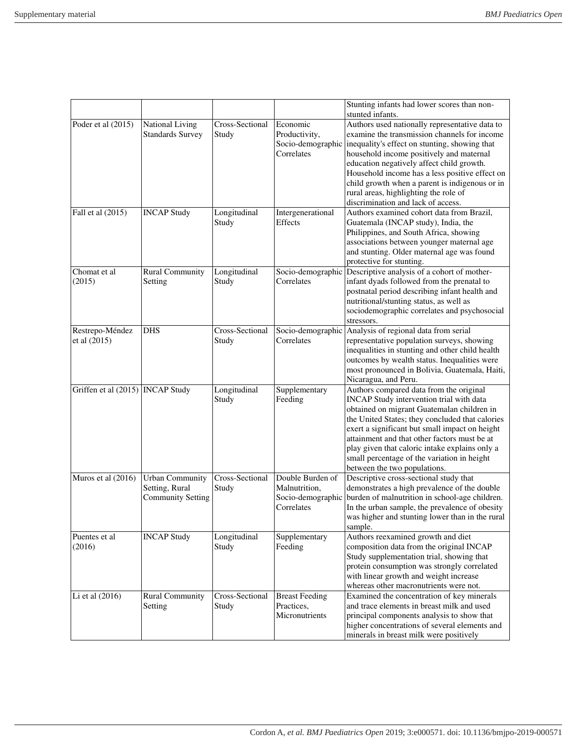| | | | | |
|---|---|---|---|---|
| | | | | Stunting infants had lower scores than non-stunted infants. |
| Poder et al (2015) | National Living Standards Survey | Cross-Sectional Study | Economic Productivity, Socio-demographic Correlates | Authors used nationally representative data to examine the transmission channels for income inequality's effect on stunting, showing that household income positively and maternal education negatively affect child growth. Household income has a less positive effect on child growth when a parent is indigenous or in rural areas, highlighting the role of discrimination and lack of access. |
| Fall et al (2015) | INCAP Study | Longitudinal Study | Intergenerational Effects | Authors examined cohort data from Brazil, Guatemala (INCAP study), India, the Philippines, and South Africa, showing associations between younger maternal age and stunting. Older maternal age was found protective for stunting. |
| Chomat et al (2015) | Rural Community Setting | Longitudinal Study | Socio-demographic Correlates | Descriptive analysis of a cohort of mother-infant dyads followed from the prenatal to postnatal period describing infant health and nutritional/stunting status, as well as sociodemographic correlates and psychosocial stressors. |
| Restrepo-Méndez et al (2015) | DHS | Cross-Sectional Study | Socio-demographic Correlates | Analysis of regional data from serial representative population surveys, showing inequalities in stunting and other child health outcomes by wealth status. Inequalities were most pronounced in Bolivia, Guatemala, Haiti, Nicaragua, and Peru. |
| Griffen et al (2015) | INCAP Study | Longitudinal Study | Supplementary Feeding | Authors compared data from the original INCAP Study intervention trial with data obtained on migrant Guatemalan children in the United States; they concluded that calories exert a significant but small impact on height attainment and that other factors must be at play given that caloric intake explains only a small percentage of the variation in height between the two populations. |
| Muros et al (2016) | Urban Community Setting, Rural Community Setting | Cross-Sectional Study | Double Burden of Malnutrition, Socio-demographic Correlates | Descriptive cross-sectional study that demonstrates a high prevalence of the double burden of malnutrition in school-age children. In the urban sample, the prevalence of obesity was higher and stunting lower than in the rural sample. |
| Puentes et al (2016) | INCAP Study | Longitudinal Study | Supplementary Feeding | Authors reexamined growth and diet composition data from the original INCAP Study supplementation trial, showing that protein consumption was strongly correlated with linear growth and weight increase whereas other macronutrients were not. |
| Li et al (2016) | Rural Community Setting | Cross-Sectional Study | Breast Feeding Practices, Micronutrients | Examined the concentration of key minerals and trace elements in breast milk and used principal components analysis to show that higher concentrations of several elements and minerals in breast milk were positively |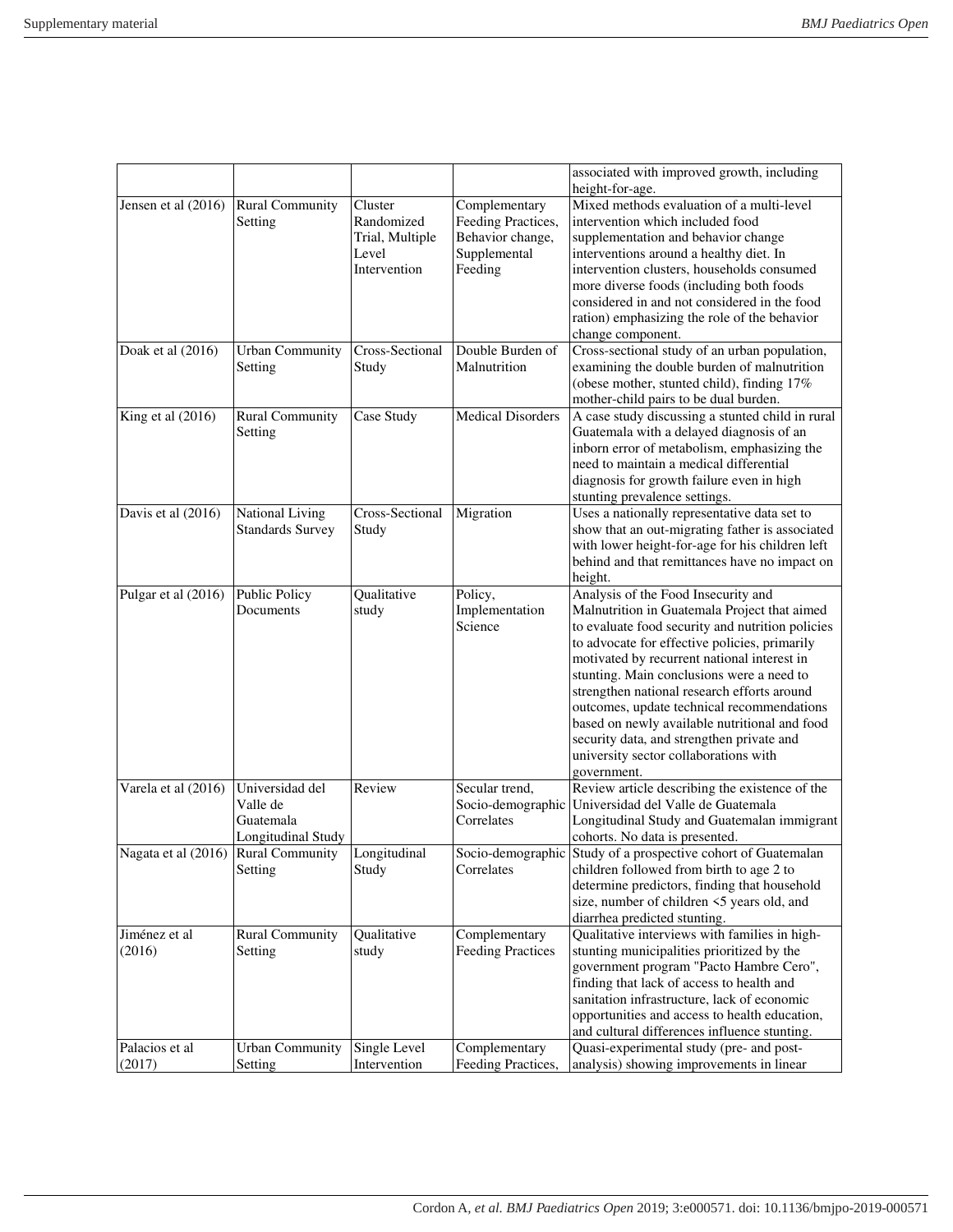| | | | | |
|---|---|---|---|---|
| | | | | associated with improved growth, including height-for-age. |
| Jensen et al (2016) | Rural Community Setting | Cluster Randomized Trial, Multiple Level Intervention | Complementary Feeding Practices, Behavior change, Supplemental Feeding | Mixed methods evaluation of a multi-level intervention which included food supplementation and behavior change interventions around a healthy diet. In intervention clusters, households consumed more diverse foods (including both foods considered in and not considered in the food ration) emphasizing the role of the behavior change component. |
| Doak et al (2016) | Urban Community Setting | Cross-Sectional Study | Double Burden of Malnutrition | Cross-sectional study of an urban population, examining the double burden of malnutrition (obese mother, stunted child), finding 17% mother-child pairs to be dual burden. |
| King et al (2016) | Rural Community Setting | Case Study | Medical Disorders | A case study discussing a stunted child in rural Guatemala with a delayed diagnosis of an inborn error of metabolism, emphasizing the need to maintain a medical differential diagnosis for growth failure even in high stunting prevalence settings. |
| Davis et al (2016) | National Living Standards Survey | Cross-Sectional Study | Migration | Uses a nationally representative data set to show that an out-migrating father is associated with lower height-for-age for his children left behind and that remittances have no impact on height. |
| Pulgar et al (2016) | Public Policy Documents | Qualitative study | Policy, Implementation Science | Analysis of the Food Insecurity and Malnutrition in Guatemala Project that aimed to evaluate food security and nutrition policies to advocate for effective policies, primarily motivated by recurrent national interest in stunting. Main conclusions were a need to strengthen national research efforts around outcomes, update technical recommendations based on newly available nutritional and food security data, and strengthen private and university sector collaborations with government. |
| Varela et al (2016) | Universidad del Valle de Guatemala Longitudinal Study | Review | Secular trend, Socio-demographic Correlates | Review article describing the existence of the Universidad del Valle de Guatemala Longitudinal Study and Guatemalan immigrant cohorts. No data is presented. |
| Nagata et al (2016) | Rural Community Setting | Longitudinal Study | Socio-demographic Correlates | Study of a prospective cohort of Guatemalan children followed from birth to age 2 to determine predictors, finding that household size, number of children <5 years old, and diarrhea predicted stunting. |
| Jiménez et al (2016) | Rural Community Setting | Qualitative study | Complementary Feeding Practices | Qualitative interviews with families in high-stunting municipalities prioritized by the government program "Pacto Hambre Cero", finding that lack of access to health and sanitation infrastructure, lack of economic opportunities and access to health education, and cultural differences influence stunting. |
| Palacios et al (2017) | Urban Community Setting | Single Level Intervention | Complementary Feeding Practices, | Quasi-experimental study (pre- and post-analysis) showing improvements in linear |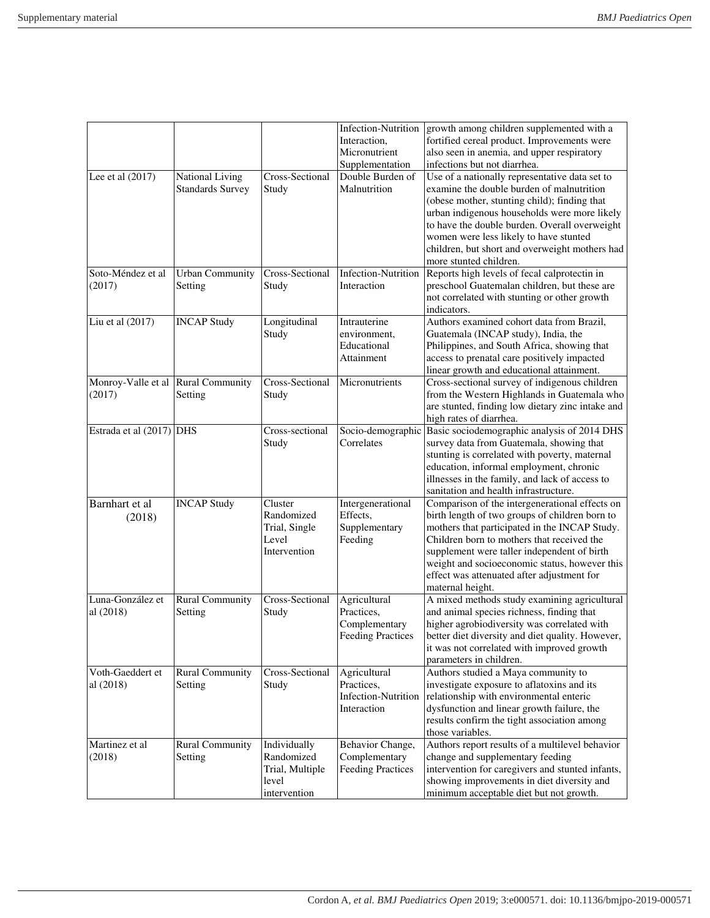| | | | | |
|---|---|---|---|---|
| | | | Infection-Nutrition Interaction, Micronutrient Supplementation | growth among children supplemented with a fortified cereal product. Improvements were also seen in anemia, and upper respiratory infections but not diarrhea. |
| Lee et al (2017) | National Living Standards Survey | Cross-Sectional Study | Double Burden of Malnutrition | Use of a nationally representative data set to examine the double burden of malnutrition (obese mother, stunting child); finding that urban indigenous households were more likely to have the double burden. Overall overweight women were less likely to have stunted children, but short and overweight mothers had more stunted children. |
| Soto-Méndez et al (2017) | Urban Community Setting | Cross-Sectional Study | Infection-Nutrition Interaction | Reports high levels of fecal calprotectin in preschool Guatemalan children, but these are not correlated with stunting or other growth indicators. |
| Liu et al (2017) | INCAP Study | Longitudinal Study | Intrauterine environment, Educational Attainment | Authors examined cohort data from Brazil, Guatemala (INCAP study), India, the Philippines, and South Africa, showing that access to prenatal care positively impacted linear growth and educational attainment. |
| Monroy-Valle et al (2017) | Rural Community Setting | Cross-Sectional Study | Micronutrients | Cross-sectional survey of indigenous children from the Western Highlands in Guatemala who are stunted, finding low dietary zinc intake and high rates of diarrhea. |
| Estrada et al (2017) | DHS | Cross-sectional Study | Socio-demographic Correlates | Basic sociodemographic analysis of 2014 DHS survey data from Guatemala, showing that stunting is correlated with poverty, maternal education, informal employment, chronic illnesses in the family, and lack of access to sanitation and health infrastructure. |
| Barnhart et al (2018) | INCAP Study | Cluster Randomized Trial, Single Level Intervention | Intergenerational Effects, Supplementary Feeding | Comparison of the intergenerational effects on birth length of two groups of children born to mothers that participated in the INCAP Study. Children born to mothers that received the supplement were taller independent of birth weight and socioeconomic status, however this effect was attenuated after adjustment for maternal height. |
| Luna-González et al (2018) | Rural Community Setting | Cross-Sectional Study | Agricultural Practices, Complementary Feeding Practices | A mixed methods study examining agricultural and animal species richness, finding that higher agrobiodiversity was correlated with better diet diversity and diet quality. However, it was not correlated with improved growth parameters in children. |
| Voth-Gaeddert et al (2018) | Rural Community Setting | Cross-Sectional Study | Agricultural Practices, Infection-Nutrition Interaction | Authors studied a Maya community to investigate exposure to aflatoxins and its relationship with environmental enteric dysfunction and linear growth failure, the results confirm the tight association among those variables. |
| Martinez et al (2018) | Rural Community Setting | Individually Randomized Trial, Multiple level intervention | Behavior Change, Complementary Feeding Practices | Authors report results of a multilevel behavior change and supplementary feeding intervention for caregivers and stunted infants, showing improvements in diet diversity and minimum acceptable diet but not growth. |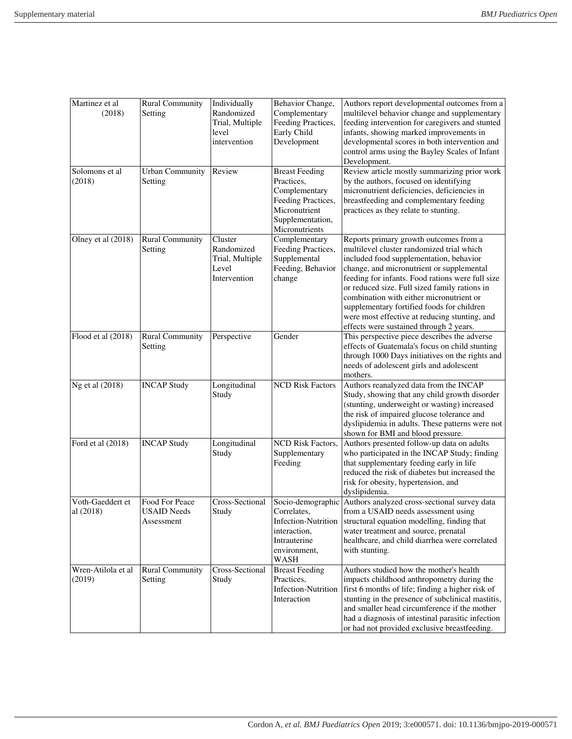| | | | | |
|---|---|---|---|---|
| Martinez et al (2018) | Rural Community Setting | Individually Randomized Trial, Multiple level intervention | Behavior Change, Complementary Feeding Practices, Early Child Development | Authors report developmental outcomes from a multilevel behavior change and supplementary feeding intervention for caregivers and stunted infants, showing marked improvements in developmental scores in both intervention and control arms using the Bayley Scales of Infant Development. |
| Solomons et al (2018) | Urban Community Setting | Review | Breast Feeding Practices, Complementary Feeding Practices, Micronutrient Supplementation, Micronutrients | Review article mostly summarizing prior work by the authors, focused on identifying micronutrient deficiencies, deficiencies in breastfeeding and complementary feeding practices as they relate to stunting. |
| Olney et al (2018) | Rural Community Setting | Cluster Randomized Trial, Multiple Level Intervention | Complementary Feeding Practices, Supplemental Feeding, Behavior change | Reports primary growth outcomes from a multilevel cluster randomized trial which included food supplementation, behavior change, and micronutrient or supplemental feeding for infants. Food rations were full size or reduced size. Full sized family rations in combination with either micronutrient or supplementary fortified foods for children were most effective at reducing stunting, and effects were sustained through 2 years. |
| Flood et al (2018) | Rural Community Setting | Perspective | Gender | This perspective piece describes the adverse effects of Guatemala's focus on child stunting through 1000 Days initiatives on the rights and needs of adolescent girls and adolescent mothers. |
| Ng et al (2018) | INCAP Study | Longitudinal Study | NCD Risk Factors | Authors reanalyzed data from the INCAP Study, showing that any child growth disorder (stunting, underweight or wasting) increased the risk of impaired glucose tolerance and dyslipidemia in adults. These patterns were not shown for BMI and blood pressure. |
| Ford et al (2018) | INCAP Study | Longitudinal Study | NCD Risk Factors, Supplementary Feeding | Authors presented follow-up data on adults who participated in the INCAP Study; finding that supplementary feeding early in life reduced the risk of diabetes but increased the risk for obesity, hypertension, and dyslipidemia. |
| Voth-Gaeddert et al (2018) | Food For Peace USAID Needs Assessment | Cross-Sectional Study | Socio-demographic Correlates, Infection-Nutrition interaction, Intrauterine environment, WASH | Authors analyzed cross-sectional survey data from a USAID needs assessment using structural equation modelling, finding that water treatment and source, prenatal healthcare, and child diarrhea were correlated with stunting. |
| Wren-Atilola et al (2019) | Rural Community Setting | Cross-Sectional Study | Breast Feeding Practices, Infection-Nutrition Interaction | Authors studied how the mother's health impacts childhood anthropometry during the first 6 months of life; finding a higher risk of stunting in the presence of subclinical mastitis, and smaller head circumference if the mother had a diagnosis of intestinal parasitic infection or had not provided exclusive breastfeeding. |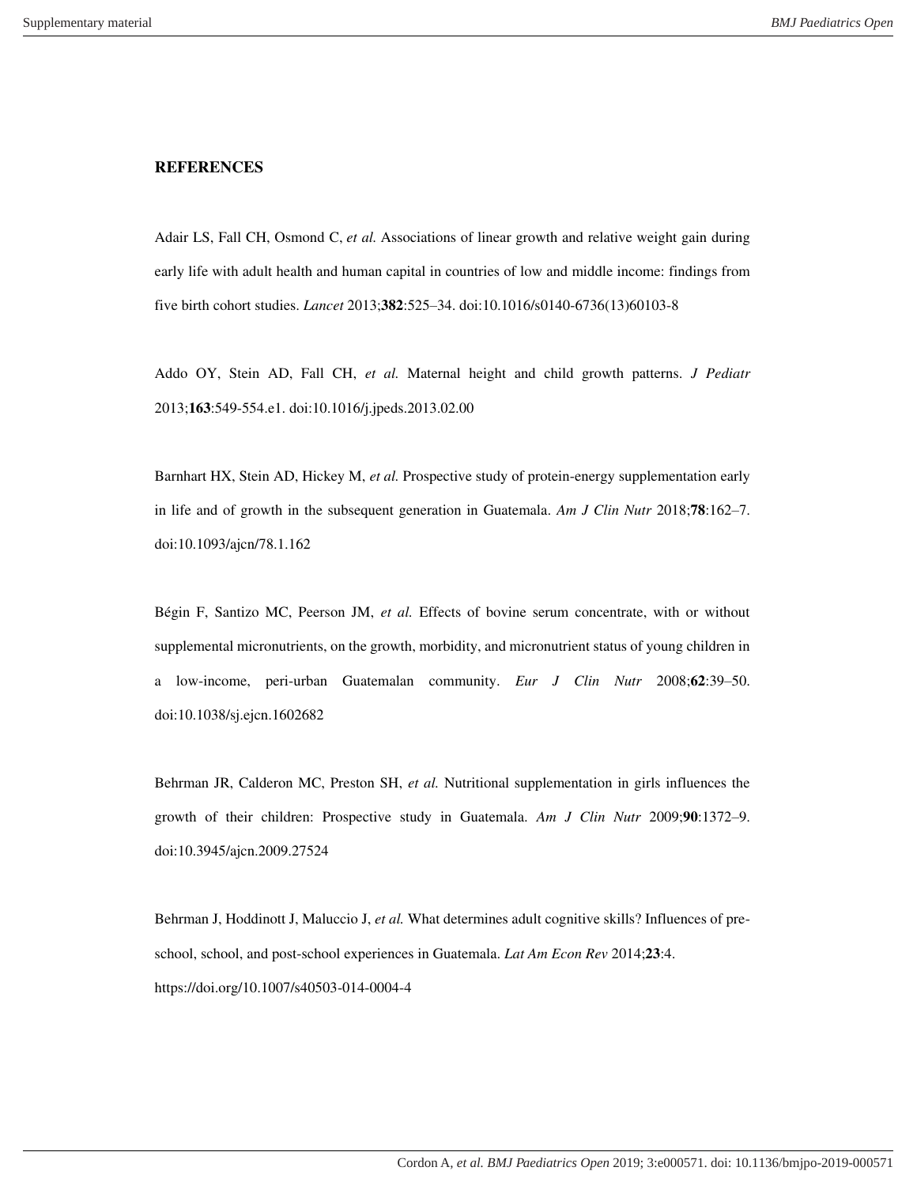## REFERENCES

Adair LS, Fall CH, Osmond C, *et al.* Associations of linear growth and relative weight gain during early life with adult health and human capital in countries of low and middle income: findings from five birth cohort studies. *Lancet* 2013;**382**:525–34. doi:10.1016/s0140-6736(13)60103-8

Addo OY, Stein AD, Fall CH, *et al.* Maternal height and child growth patterns. *J Pediatr* 2013;**163**:549-554.e1. doi:10.1016/j.jpeds.2013.02.00

Barnhart HX, Stein AD, Hickey M, *et al.* Prospective study of protein-energy supplementation early in life and of growth in the subsequent generation in Guatemala. *Am J Clin Nutr* 2018;**78**:162–7. doi:10.1093/ajcn/78.1.162

Bégin F, Santizo MC, Peerson JM, *et al.* Effects of bovine serum concentrate, with or without supplemental micronutrients, on the growth, morbidity, and micronutrient status of young children in a low-income, peri-urban Guatemalan community. *Eur J Clin Nutr* 2008;**62**:39–50. doi:10.1038/sj.ejcn.1602682

Behrman JR, Calderon MC, Preston SH, *et al.* Nutritional supplementation in girls influences the growth of their children: Prospective study in Guatemala. *Am J Clin Nutr* 2009;**90**:1372–9. doi:10.3945/ajcn.2009.27524

Behrman J, Hoddinott J, Maluccio J, *et al.* What determines adult cognitive skills? Influences of pre-school, school, and post-school experiences in Guatemala. *Lat Am Econ Rev* 2014;**23**:4. https://doi.org/10.1007/s40503-014-0004-4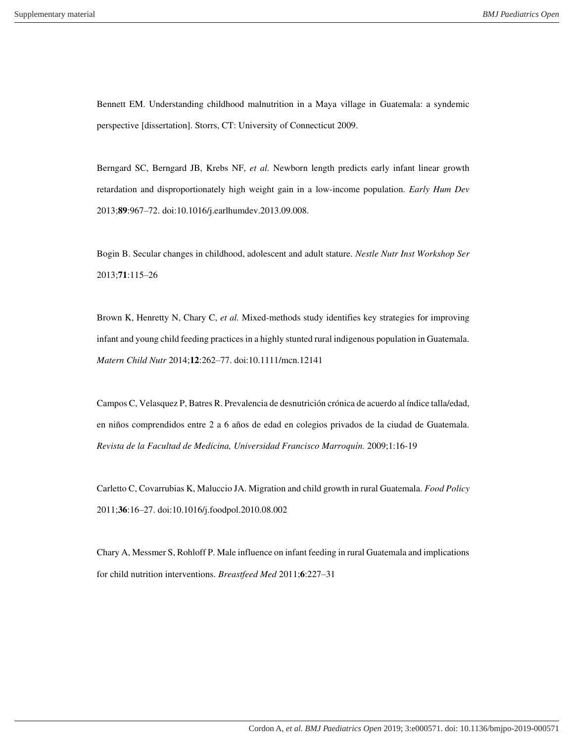Bennett EM. Understanding childhood malnutrition in a Maya village in Guatemala: a syndemic perspective [dissertation]. Storrs, CT: University of Connecticut 2009.

Berngard SC, Berngard JB, Krebs NF, *et al.* Newborn length predicts early infant linear growth retardation and disproportionately high weight gain in a low-income population. *Early Hum Dev* 2013;**89**:967–72. doi:10.1016/j.earlhumdev.2013.09.008.

Bogin B. Secular changes in childhood, adolescent and adult stature. *Nestle Nutr Inst Workshop Ser* 2013;**71**:115–26

Brown K, Henretty N, Chary C, *et al.* Mixed-methods study identifies key strategies for improving infant and young child feeding practices in a highly stunted rural indigenous population in Guatemala. *Matern Child Nutr* 2014;**12**:262–77. doi:10.1111/mcn.12141

Campos C, Velasquez P, Batres R. Prevalencia de desnutrición crónica de acuerdo al índice talla/edad, en niños comprendidos entre 2 a 6 años de edad en colegios privados de la ciudad de Guatemala. *Revista de la Facultad de Medicina, Universidad Francisco Marroquín.* 2009;1:16-19

Carletto C, Covarrubias K, Maluccio JA. Migration and child growth in rural Guatemala. *Food Policy* 2011;**36**:16–27. doi:10.1016/j.foodpol.2010.08.002

Chary A, Messmer S, Rohloff P. Male influence on infant feeding in rural Guatemala and implications for child nutrition interventions. *Breastfeed Med* 2011;**6**:227–31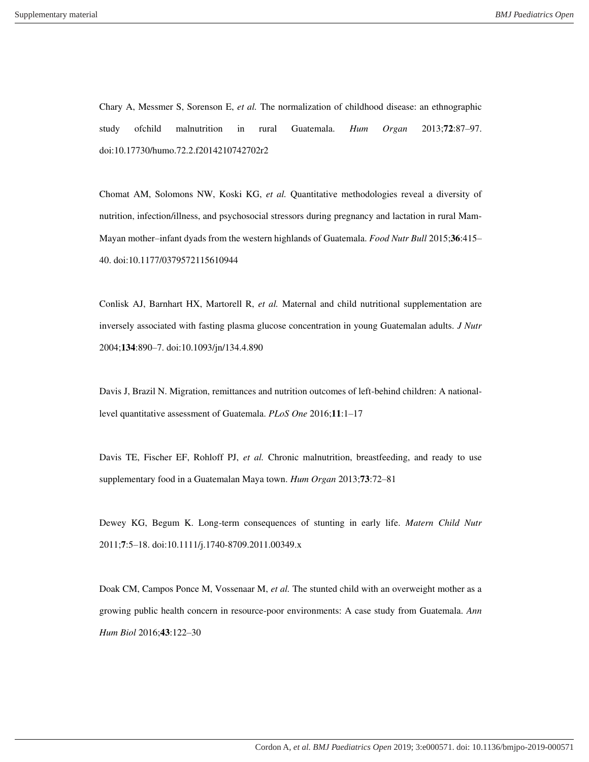Chary A, Messmer S, Sorenson E, *et al.* The normalization of childhood disease: an ethnographic study ofchild malnutrition in rural Guatemala. *Hum Organ* 2013;**72**:87–97. doi:10.17730/humo.72.2.f2014210742702r2

Chomat AM, Solomons NW, Koski KG, *et al.* Quantitative methodologies reveal a diversity of nutrition, infection/illness, and psychosocial stressors during pregnancy and lactation in rural Mam-Mayan mother–infant dyads from the western highlands of Guatemala. *Food Nutr Bull* 2015;**36**:415–40. doi:10.1177/0379572115610944

Conlisk AJ, Barnhart HX, Martorell R, *et al.* Maternal and child nutritional supplementation are inversely associated with fasting plasma glucose concentration in young Guatemalan adults. *J Nutr* 2004;**134**:890–7. doi:10.1093/jn/134.4.890

Davis J, Brazil N. Migration, remittances and nutrition outcomes of left-behind children: A national-level quantitative assessment of Guatemala. *PLoS One* 2016;**11**:1–17

Davis TE, Fischer EF, Rohloff PJ, *et al.* Chronic malnutrition, breastfeeding, and ready to use supplementary food in a Guatemalan Maya town. *Hum Organ* 2013;**73**:72–81

Dewey KG, Begum K. Long-term consequences of stunting in early life. *Matern Child Nutr* 2011;**7**:5–18. doi:10.1111/j.1740-8709.2011.00349.x

Doak CM, Campos Ponce M, Vossenaar M, *et al.* The stunted child with an overweight mother as a growing public health concern in resource-poor environments: A case study from Guatemala. *Ann Hum Biol* 2016;**43**:122–30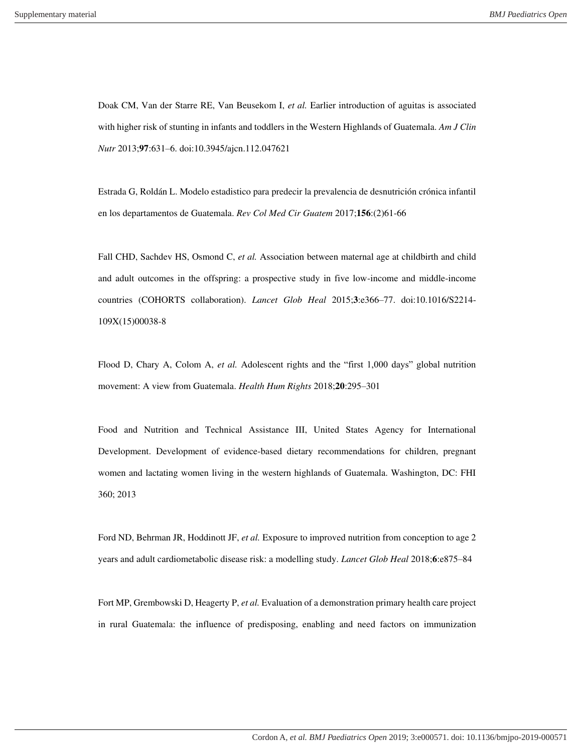Doak CM, Van der Starre RE, Van Beusekom I, *et al.* Earlier introduction of aguitas is associated with higher risk of stunting in infants and toddlers in the Western Highlands of Guatemala. *Am J Clin Nutr* 2013;**97**:631–6. doi:10.3945/ajcn.112.047621

Estrada G, Roldán L. Modelo estadistico para predecir la prevalencia de desnutrición crónica infantil en los departamentos de Guatemala. *Rev Col Med Cir Guatem* 2017;**156**:(2)61-66

Fall CHD, Sachdev HS, Osmond C, *et al.* Association between maternal age at childbirth and child and adult outcomes in the offspring: a prospective study in five low-income and middle-income countries (COHORTS collaboration). *Lancet Glob Heal* 2015;**3**:e366–77. doi:10.1016/S2214-109X(15)00038-8

Flood D, Chary A, Colom A, *et al.* Adolescent rights and the "first 1,000 days" global nutrition movement: A view from Guatemala. *Health Hum Rights* 2018;**20**:295–301

Food and Nutrition and Technical Assistance III, United States Agency for International Development. Development of evidence-based dietary recommendations for children, pregnant women and lactating women living in the western highlands of Guatemala. Washington, DC: FHI 360; 2013

Ford ND, Behrman JR, Hoddinott JF, *et al.* Exposure to improved nutrition from conception to age 2 years and adult cardiometabolic disease risk: a modelling study. *Lancet Glob Heal* 2018;**6**:e875–84

Fort MP, Grembowski D, Heagerty P, *et al.* Evaluation of a demonstration primary health care project in rural Guatemala: the influence of predisposing, enabling and need factors on immunization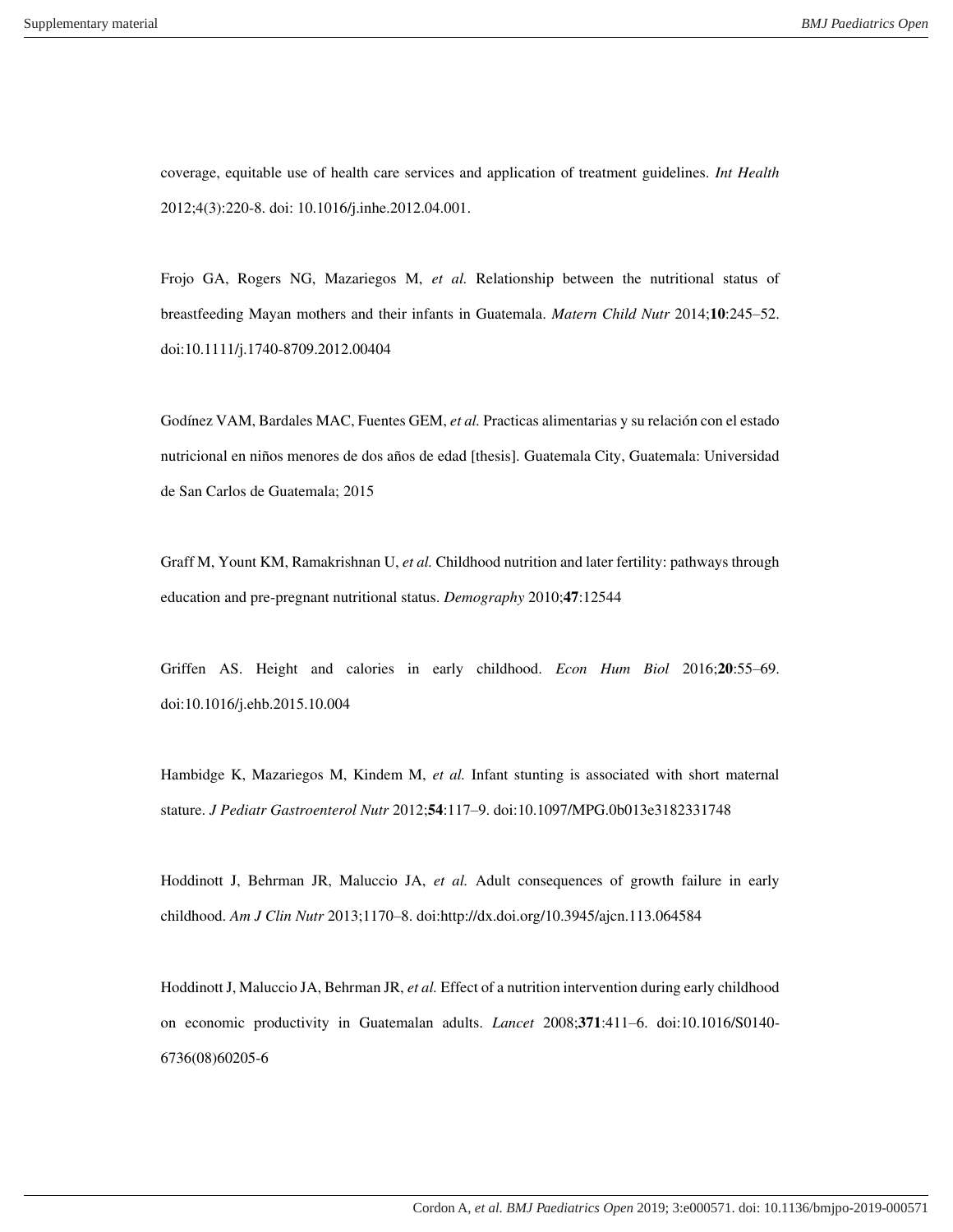coverage, equitable use of health care services and application of treatment guidelines. *Int Health* 2012;4(3):220-8. doi: 10.1016/j.inhe.2012.04.001.

Frojo GA, Rogers NG, Mazariegos M, *et al.* Relationship between the nutritional status of breastfeeding Mayan mothers and their infants in Guatemala. *Matern Child Nutr* 2014;**10**:245–52. doi:10.1111/j.1740-8709.2012.00404

Godínez VAM, Bardales MAC, Fuentes GEM, *et al.* Practicas alimentarias y su relación con el estado nutricional en niños menores de dos años de edad [thesis]. Guatemala City, Guatemala: Universidad de San Carlos de Guatemala; 2015

Graff M, Yount KM, Ramakrishnan U, *et al.* Childhood nutrition and later fertility: pathways through education and pre-pregnant nutritional status. *Demography* 2010;**47**:12544

Griffen AS. Height and calories in early childhood. *Econ Hum Biol* 2016;**20**:55–69. doi:10.1016/j.ehb.2015.10.004

Hambidge K, Mazariegos M, Kindem M, *et al.* Infant stunting is associated with short maternal stature. *J Pediatr Gastroenterol Nutr* 2012;**54**:117–9. doi:10.1097/MPG.0b013e3182331748

Hoddinott J, Behrman JR, Maluccio JA, *et al.* Adult consequences of growth failure in early childhood. *Am J Clin Nutr* 2013;1170–8. doi:http://dx.doi.org/10.3945/ajcn.113.064584

Hoddinott J, Maluccio JA, Behrman JR, *et al.* Effect of a nutrition intervention during early childhood on economic productivity in Guatemalan adults. *Lancet* 2008;**371**:411–6. doi:10.1016/S0140-6736(08)60205-6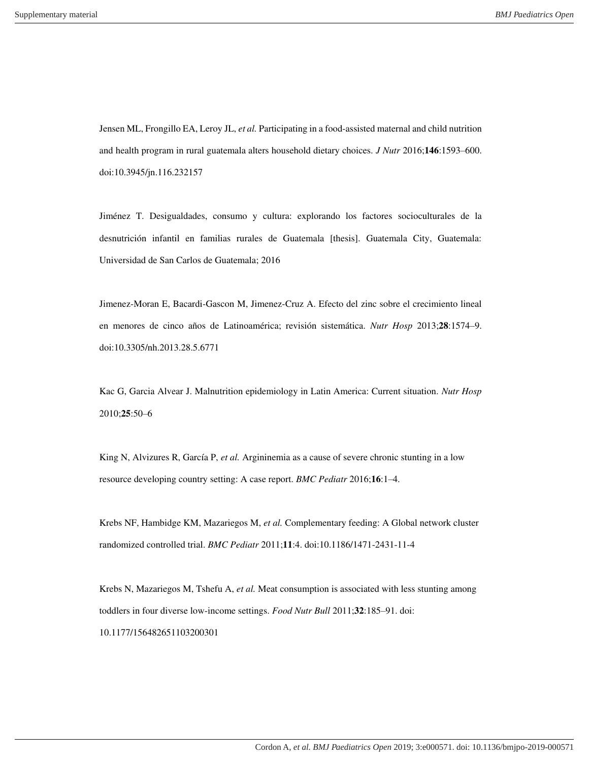Jensen ML, Frongillo EA, Leroy JL, *et al.* Participating in a food-assisted maternal and child nutrition and health program in rural guatemala alters household dietary choices. *J Nutr* 2016;**146**:1593–600. doi:10.3945/jn.116.232157

Jiménez T. Desigualdades, consumo y cultura: explorando los factores socioculturales de la desnutrición infantil en familias rurales de Guatemala [thesis]. Guatemala City, Guatemala: Universidad de San Carlos de Guatemala; 2016

Jimenez-Moran E, Bacardi-Gascon M, Jimenez-Cruz A. Efecto del zinc sobre el crecimiento lineal en menores de cinco años de Latinoamérica; revisión sistemática. *Nutr Hosp* 2013;**28**:1574–9. doi:10.3305/nh.2013.28.5.6771

Kac G, Garcia Alvear J. Malnutrition epidemiology in Latin America: Current situation. *Nutr Hosp* 2010;**25**:50–6

King N, Alvizures R, García P, *et al.* Argininemia as a cause of severe chronic stunting in a low resource developing country setting: A case report. *BMC Pediatr* 2016;**16**:1–4.

Krebs NF, Hambidge KM, Mazariegos M, *et al.* Complementary feeding: A Global network cluster randomized controlled trial. *BMC Pediatr* 2011;**11**:4. doi:10.1186/1471-2431-11-4

Krebs N, Mazariegos M, Tshefu A, *et al.* Meat consumption is associated with less stunting among toddlers in four diverse low-income settings. *Food Nutr Bull* 2011;**32**:185–91. doi: 10.1177/156482651103200301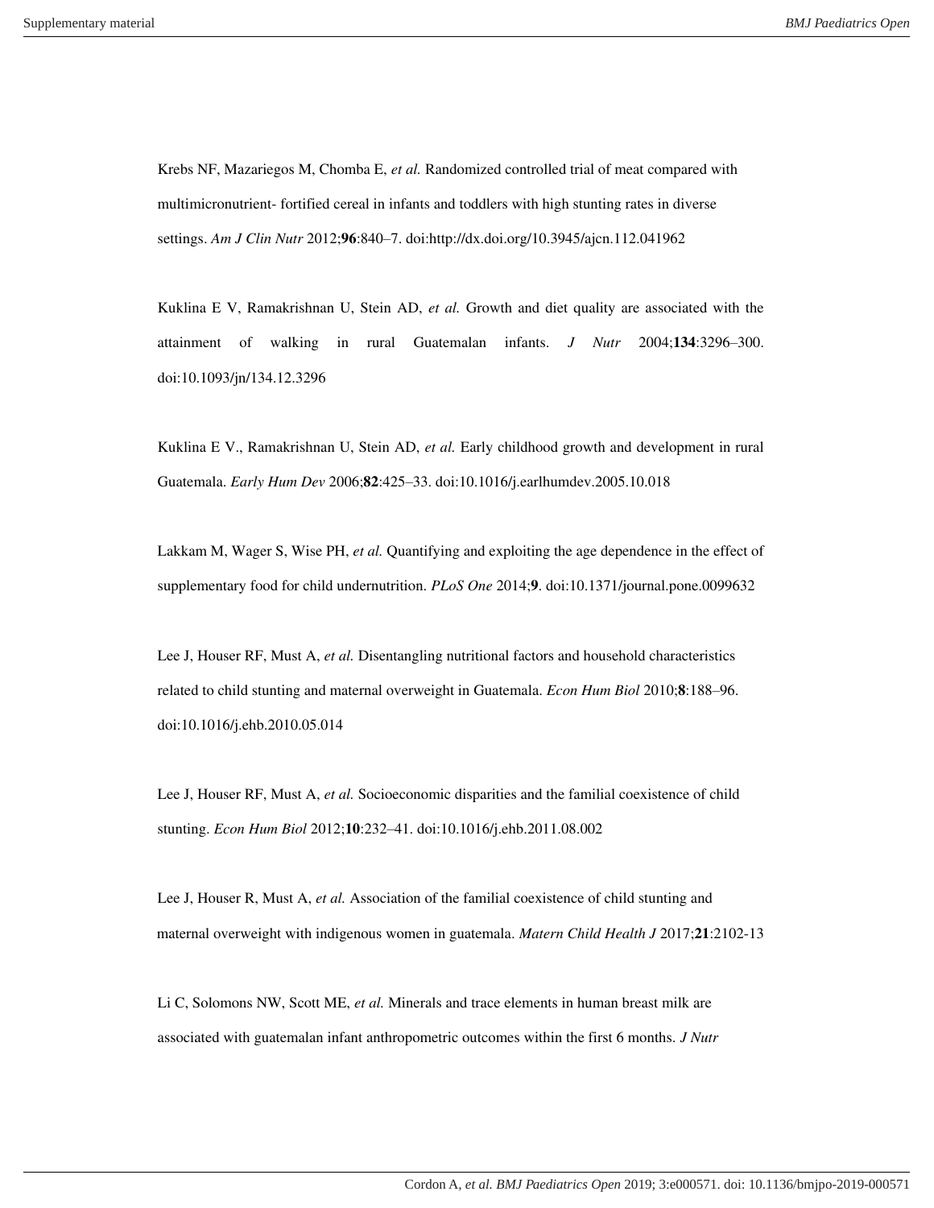Krebs NF, Mazariegos M, Chomba E, *et al.* Randomized controlled trial of meat compared with multimicronutrient- fortified cereal in infants and toddlers with high stunting rates in diverse settings. *Am J Clin Nutr* 2012;**96**:840–7. doi:http://dx.doi.org/10.3945/ajcn.112.041962

Kuklina E V, Ramakrishnan U, Stein AD, *et al.* Growth and diet quality are associated with the attainment of walking in rural Guatemalan infants. *J Nutr* 2004;**134**:3296–300. doi:10.1093/jn/134.12.3296

Kuklina E V., Ramakrishnan U, Stein AD, *et al.* Early childhood growth and development in rural Guatemala. *Early Hum Dev* 2006;**82**:425–33. doi:10.1016/j.earlhumdev.2005.10.018

Lakkam M, Wager S, Wise PH, *et al.* Quantifying and exploiting the age dependence in the effect of supplementary food for child undernutrition. *PLoS One* 2014;**9**. doi:10.1371/journal.pone.0099632

Lee J, Houser RF, Must A, *et al.* Disentangling nutritional factors and household characteristics related to child stunting and maternal overweight in Guatemala. *Econ Hum Biol* 2010;**8**:188–96. doi:10.1016/j.ehb.2010.05.014

Lee J, Houser RF, Must A, *et al.* Socioeconomic disparities and the familial coexistence of child stunting. *Econ Hum Biol* 2012;**10**:232–41. doi:10.1016/j.ehb.2011.08.002

Lee J, Houser R, Must A, *et al.* Association of the familial coexistence of child stunting and maternal overweight with indigenous women in guatemala. *Matern Child Health J* 2017;**21**:2102-13

Li C, Solomons NW, Scott ME, *et al.* Minerals and trace elements in human breast milk are associated with guatemalan infant anthropometric outcomes within the first 6 months. *J Nutr*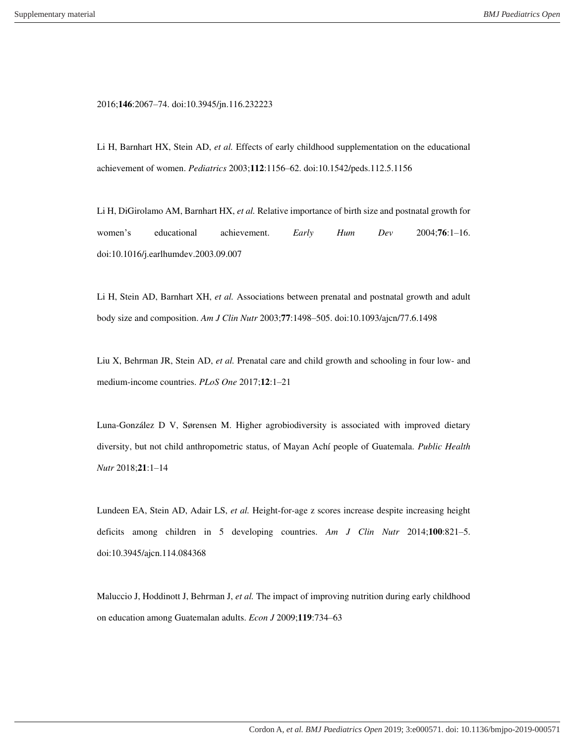2016;**146**:2067–74. doi:10.3945/jn.116.232223

Li H, Barnhart HX, Stein AD, *et al.* Effects of early childhood supplementation on the educational achievement of women. *Pediatrics* 2003;**112**:1156–62. doi:10.1542/peds.112.5.1156

Li H, DiGirolamo AM, Barnhart HX, *et al.* Relative importance of birth size and postnatal growth for women's educational achievement. *Early Hum Dev* 2004;**76**:1–16. doi:10.1016/j.earlhumdev.2003.09.007

Li H, Stein AD, Barnhart XH, *et al.* Associations between prenatal and postnatal growth and adult body size and composition. *Am J Clin Nutr* 2003;**77**:1498–505. doi:10.1093/ajcn/77.6.1498

Liu X, Behrman JR, Stein AD, *et al.* Prenatal care and child growth and schooling in four low- and medium-income countries. *PLoS One* 2017;**12**:1–21

Luna-González D V, Sørensen M. Higher agrobiodiversity is associated with improved dietary diversity, but not child anthropometric status, of Mayan Achí people of Guatemala. *Public Health Nutr* 2018;**21**:1–14

Lundeen EA, Stein AD, Adair LS, *et al.* Height-for-age z scores increase despite increasing height deficits among children in 5 developing countries. *Am J Clin Nutr* 2014;**100**:821–5. doi:10.3945/ajcn.114.084368

Maluccio J, Hoddinott J, Behrman J, *et al.* The impact of improving nutrition during early childhood on education among Guatemalan adults. *Econ J* 2009;**119**:734–63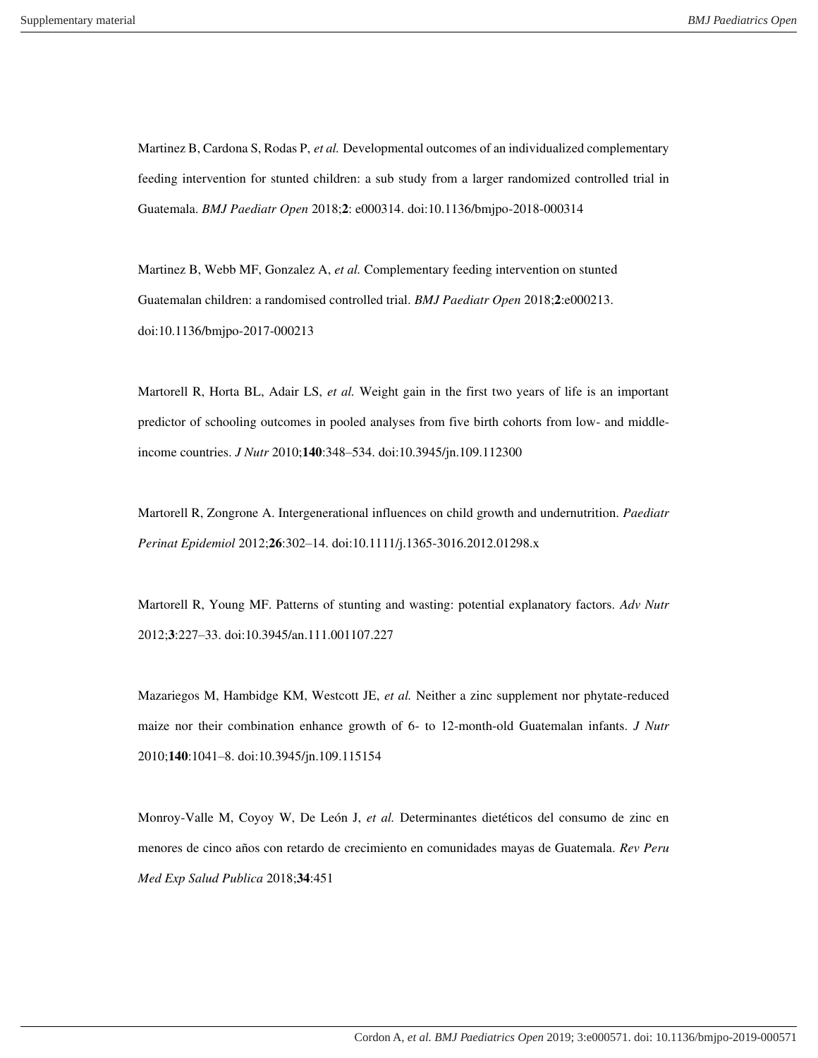Martinez B, Cardona S, Rodas P, *et al.* Developmental outcomes of an individualized complementary feeding intervention for stunted children: a sub study from a larger randomized controlled trial in Guatemala. *BMJ Paediatr Open* 2018;**2**: e000314. doi:10.1136/bmjpo-2018-000314

Martinez B, Webb MF, Gonzalez A, *et al.* Complementary feeding intervention on stunted Guatemalan children: a randomised controlled trial. *BMJ Paediatr Open* 2018;**2**:e000213. doi:10.1136/bmjpo-2017-000213

Martorell R, Horta BL, Adair LS, *et al.* Weight gain in the first two years of life is an important predictor of schooling outcomes in pooled analyses from five birth cohorts from low- and middle-income countries. *J Nutr* 2010;**140**:348–534. doi:10.3945/jn.109.112300

Martorell R, Zongrone A. Intergenerational influences on child growth and undernutrition. *Paediatr Perinat Epidemiol* 2012;**26**:302–14. doi:10.1111/j.1365-3016.2012.01298.x

Martorell R, Young MF. Patterns of stunting and wasting: potential explanatory factors. *Adv Nutr* 2012;**3**:227–33. doi:10.3945/an.111.001107.227

Mazariegos M, Hambidge KM, Westcott JE, *et al.* Neither a zinc supplement nor phytate-reduced maize nor their combination enhance growth of 6- to 12-month-old Guatemalan infants. *J Nutr* 2010;**140**:1041–8. doi:10.3945/jn.109.115154

Monroy-Valle M, Coyoy W, De León J, *et al.* Determinantes dietéticos del consumo de zinc en menores de cinco años con retardo de crecimiento en comunidades mayas de Guatemala. *Rev Peru Med Exp Salud Publica* 2018;**34**:451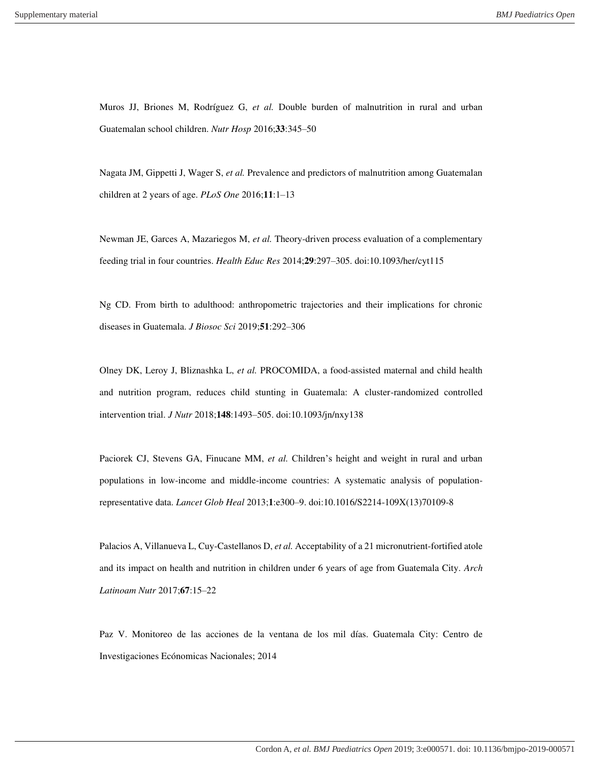Muros JJ, Briones M, Rodríguez G, *et al.* Double burden of malnutrition in rural and urban Guatemalan school children. *Nutr Hosp* 2016;**33**:345–50

Nagata JM, Gippetti J, Wager S, *et al.* Prevalence and predictors of malnutrition among Guatemalan children at 2 years of age. *PLoS One* 2016;**11**:1–13

Newman JE, Garces A, Mazariegos M, *et al.* Theory-driven process evaluation of a complementary feeding trial in four countries. *Health Educ Res* 2014;**29**:297–305. doi:10.1093/her/cyt115

Ng CD. From birth to adulthood: anthropometric trajectories and their implications for chronic diseases in Guatemala. *J Biosoc Sci* 2019;**51**:292–306

Olney DK, Leroy J, Bliznashka L, *et al.* PROCOMIDA, a food-assisted maternal and child health and nutrition program, reduces child stunting in Guatemala: A cluster-randomized controlled intervention trial. *J Nutr* 2018;**148**:1493–505. doi:10.1093/jn/nxy138

Paciorek CJ, Stevens GA, Finucane MM, *et al.* Children's height and weight in rural and urban populations in low-income and middle-income countries: A systematic analysis of population-representative data. *Lancet Glob Heal* 2013;**1**:e300–9. doi:10.1016/S2214-109X(13)70109-8

Palacios A, Villanueva L, Cuy-Castellanos D, *et al.* Acceptability of a 21 micronutrient-fortified atole and its impact on health and nutrition in children under 6 years of age from Guatemala City. *Arch Latinoam Nutr* 2017;**67**:15–22

Paz V. Monitoreo de las acciones de la ventana de los mil días. Guatemala City: Centro de Investigaciones Ecónomicas Nacionales; 2014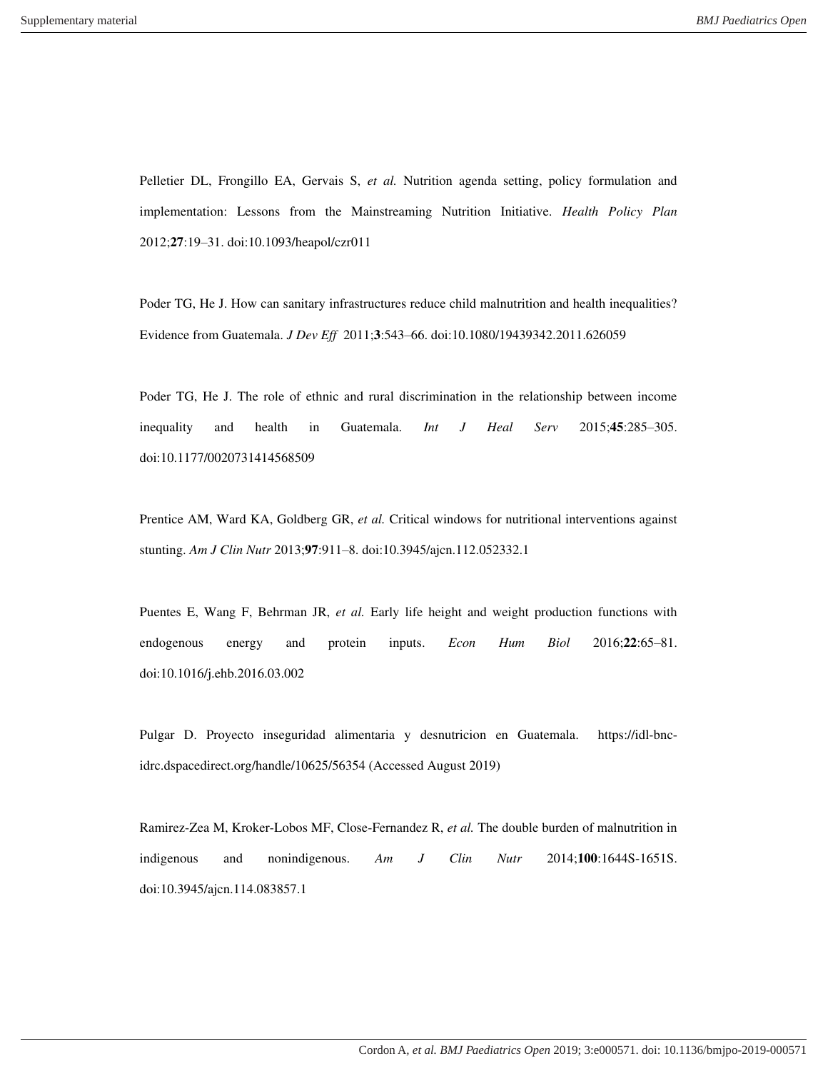Pelletier DL, Frongillo EA, Gervais S, *et al.* Nutrition agenda setting, policy formulation and implementation: Lessons from the Mainstreaming Nutrition Initiative. *Health Policy Plan* 2012;**27**:19–31. doi:10.1093/heapol/czr011

Poder TG, He J. How can sanitary infrastructures reduce child malnutrition and health inequalities? Evidence from Guatemala. *J Dev Eff* 2011;**3**:543–66. doi:10.1080/19439342.2011.626059

Poder TG, He J. The role of ethnic and rural discrimination in the relationship between income inequality and health in Guatemala. *Int J Heal Serv* 2015;**45**:285–305. doi:10.1177/0020731414568509

Prentice AM, Ward KA, Goldberg GR, *et al.* Critical windows for nutritional interventions against stunting. *Am J Clin Nutr* 2013;**97**:911–8. doi:10.3945/ajcn.112.052332.1

Puentes E, Wang F, Behrman JR, *et al.* Early life height and weight production functions with endogenous energy and protein inputs. *Econ Hum Biol* 2016;**22**:65–81. doi:10.1016/j.ehb.2016.03.002

Pulgar D. Proyecto inseguridad alimentaria y desnutricion en Guatemala. https://idl-bnc-idrc.dspacedirect.org/handle/10625/56354 (Accessed August 2019)

Ramirez-Zea M, Kroker-Lobos MF, Close-Fernandez R, *et al.* The double burden of malnutrition in indigenous and nonindigenous. *Am J Clin Nutr* 2014;**100**:1644S-1651S. doi:10.3945/ajcn.114.083857.1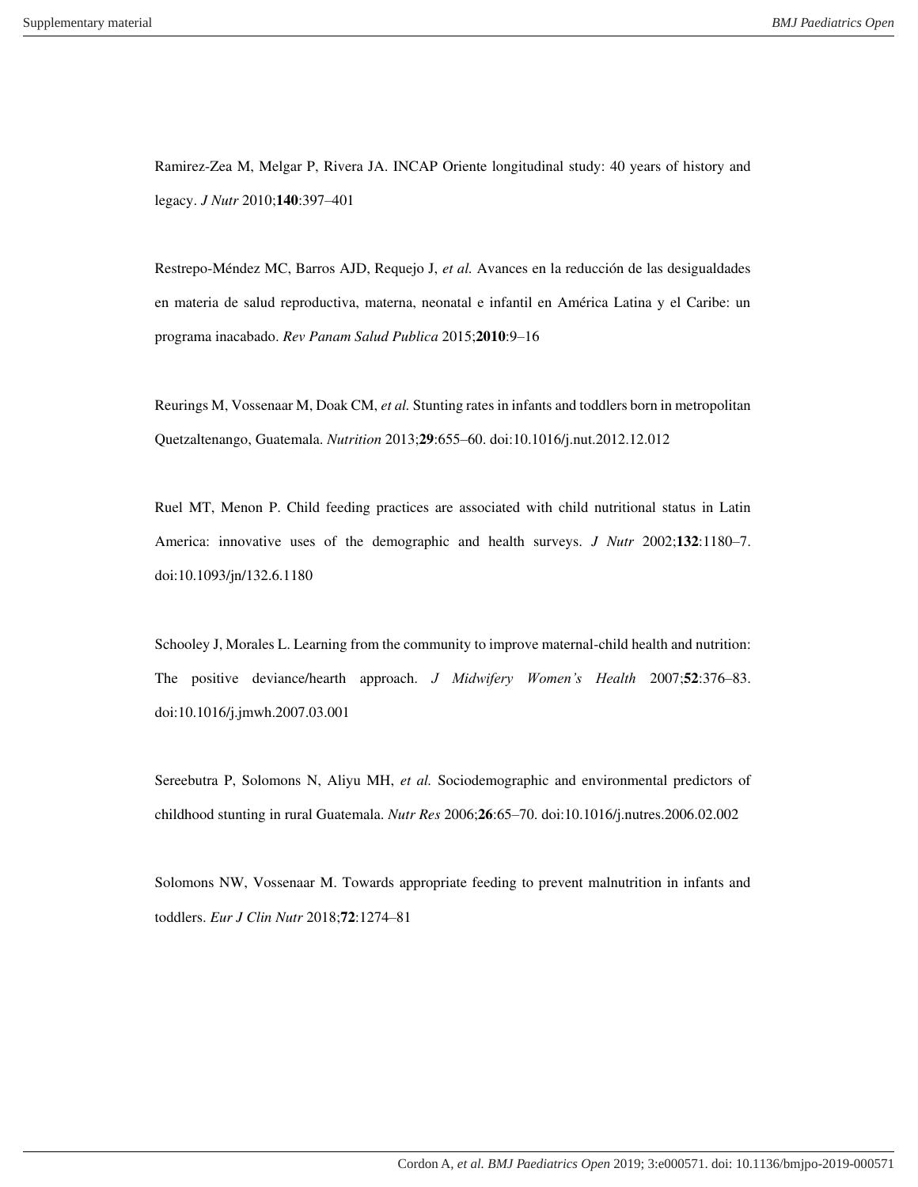Ramirez-Zea M, Melgar P, Rivera JA. INCAP Oriente longitudinal study: 40 years of history and legacy. *J Nutr* 2010;**140**:397–401

Restrepo-Méndez MC, Barros AJD, Requejo J, *et al.* Avances en la reducción de las desigualdades en materia de salud reproductiva, materna, neonatal e infantil en América Latina y el Caribe: un programa inacabado. *Rev Panam Salud Publica* 2015;**2010**:9–16

Reurings M, Vossenaar M, Doak CM, *et al.* Stunting rates in infants and toddlers born in metropolitan Quetzaltenango, Guatemala. *Nutrition* 2013;**29**:655–60. doi:10.1016/j.nut.2012.12.012

Ruel MT, Menon P. Child feeding practices are associated with child nutritional status in Latin America: innovative uses of the demographic and health surveys. *J Nutr* 2002;**132**:1180–7. doi:10.1093/jn/132.6.1180

Schooley J, Morales L. Learning from the community to improve maternal-child health and nutrition: The positive deviance/hearth approach. *J Midwifery Women's Health* 2007;**52**:376–83. doi:10.1016/j.jmwh.2007.03.001

Sereebutra P, Solomons N, Aliyu MH, *et al.* Sociodemographic and environmental predictors of childhood stunting in rural Guatemala. *Nutr Res* 2006;**26**:65–70. doi:10.1016/j.nutres.2006.02.002

Solomons NW, Vossenaar M. Towards appropriate feeding to prevent malnutrition in infants and toddlers. *Eur J Clin Nutr* 2018;**72**:1274–81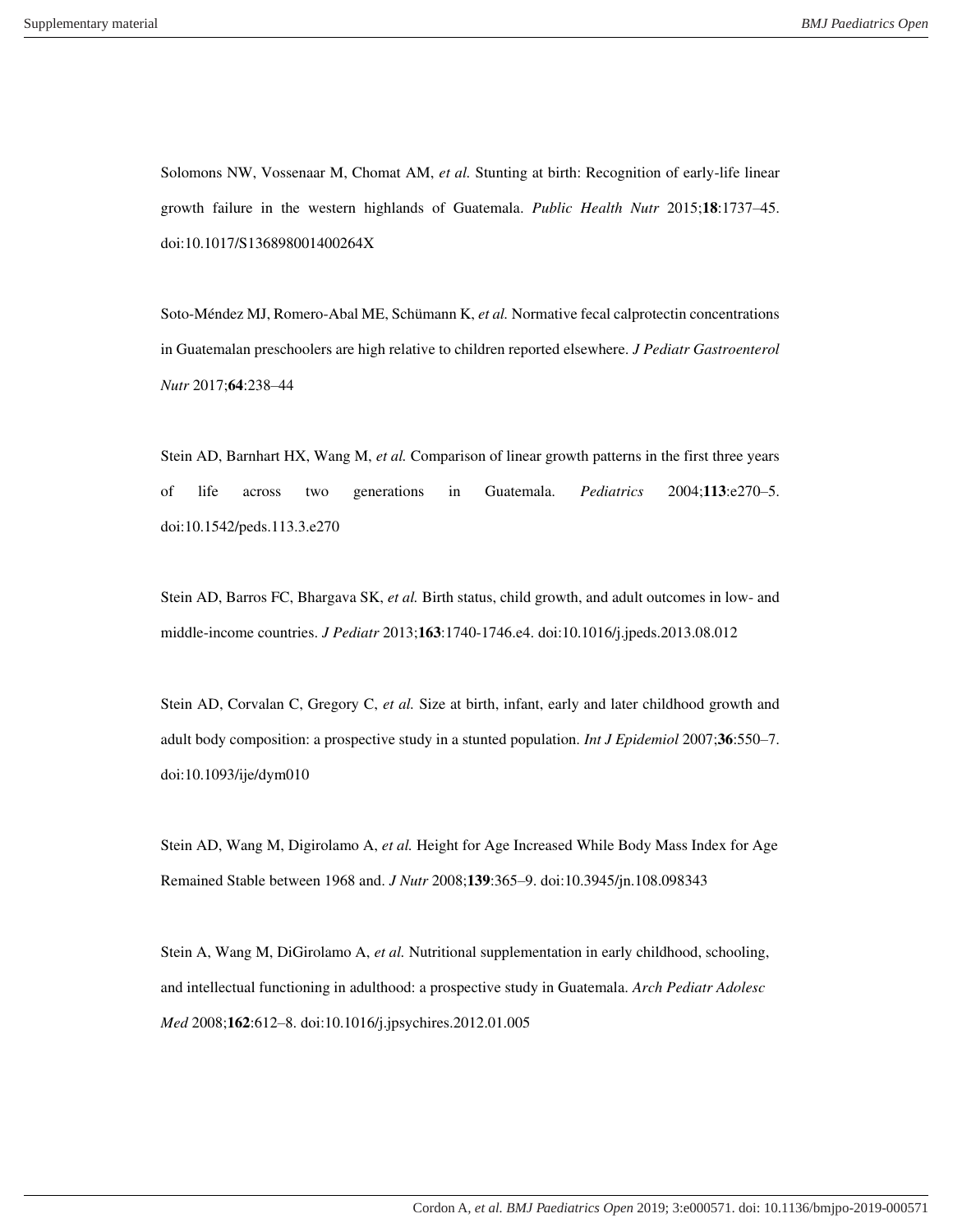Solomons NW, Vossenaar M, Chomat AM, *et al.* Stunting at birth: Recognition of early-life linear growth failure in the western highlands of Guatemala. *Public Health Nutr* 2015;**18**:1737–45. doi:10.1017/S136898001400264X

Soto-Méndez MJ, Romero-Abal ME, Schümann K, *et al.* Normative fecal calprotectin concentrations in Guatemalan preschoolers are high relative to children reported elsewhere. *J Pediatr Gastroenterol Nutr* 2017;**64**:238–44

Stein AD, Barnhart HX, Wang M, *et al.* Comparison of linear growth patterns in the first three years of life across two generations in Guatemala. *Pediatrics* 2004;**113**:e270–5. doi:10.1542/peds.113.3.e270

Stein AD, Barros FC, Bhargava SK, *et al.* Birth status, child growth, and adult outcomes in low- and middle-income countries. *J Pediatr* 2013;**163**:1740-1746.e4. doi:10.1016/j.jpeds.2013.08.012

Stein AD, Corvalan C, Gregory C, *et al.* Size at birth, infant, early and later childhood growth and adult body composition: a prospective study in a stunted population. *Int J Epidemiol* 2007;**36**:550–7. doi:10.1093/ije/dym010

Stein AD, Wang M, Digirolamo A, *et al.* Height for Age Increased While Body Mass Index for Age Remained Stable between 1968 and. *J Nutr* 2008;**139**:365–9. doi:10.3945/jn.108.098343

Stein A, Wang M, DiGirolamo A, *et al.* Nutritional supplementation in early childhood, schooling, and intellectual functioning in adulthood: a prospective study in Guatemala. *Arch Pediatr Adolesc Med* 2008;**162**:612–8. doi:10.1016/j.jpsychires.2012.01.005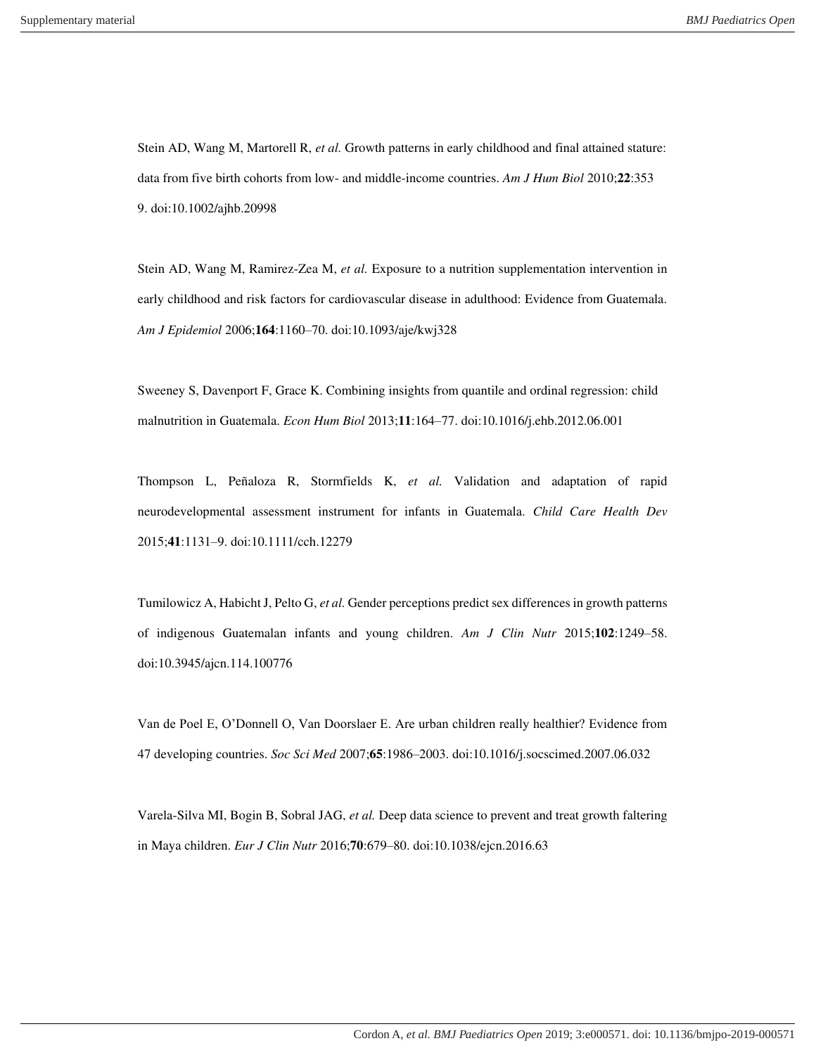Stein AD, Wang M, Martorell R, *et al.* Growth patterns in early childhood and final attained stature: data from five birth cohorts from low- and middle-income countries. *Am J Hum Biol* 2010;**22**:353 9. doi:10.1002/ajhb.20998

Stein AD, Wang M, Ramirez-Zea M, *et al.* Exposure to a nutrition supplementation intervention in early childhood and risk factors for cardiovascular disease in adulthood: Evidence from Guatemala. *Am J Epidemiol* 2006;**164**:1160–70. doi:10.1093/aje/kwj328

Sweeney S, Davenport F, Grace K. Combining insights from quantile and ordinal regression: child malnutrition in Guatemala. *Econ Hum Biol* 2013;**11**:164–77. doi:10.1016/j.ehb.2012.06.001

Thompson L, Peñaloza R, Stormfields K, *et al.* Validation and adaptation of rapid neurodevelopmental assessment instrument for infants in Guatemala. *Child Care Health Dev* 2015;**41**:1131–9. doi:10.1111/cch.12279

Tumilowicz A, Habicht J, Pelto G, *et al.* Gender perceptions predict sex differences in growth patterns of indigenous Guatemalan infants and young children. *Am J Clin Nutr* 2015;**102**:1249–58. doi:10.3945/ajcn.114.100776

Van de Poel E, O'Donnell O, Van Doorslaer E. Are urban children really healthier? Evidence from 47 developing countries. *Soc Sci Med* 2007;**65**:1986–2003. doi:10.1016/j.socscimed.2007.06.032

Varela-Silva MI, Bogin B, Sobral JAG, *et al.* Deep data science to prevent and treat growth faltering in Maya children. *Eur J Clin Nutr* 2016;**70**:679–80. doi:10.1038/ejcn.2016.63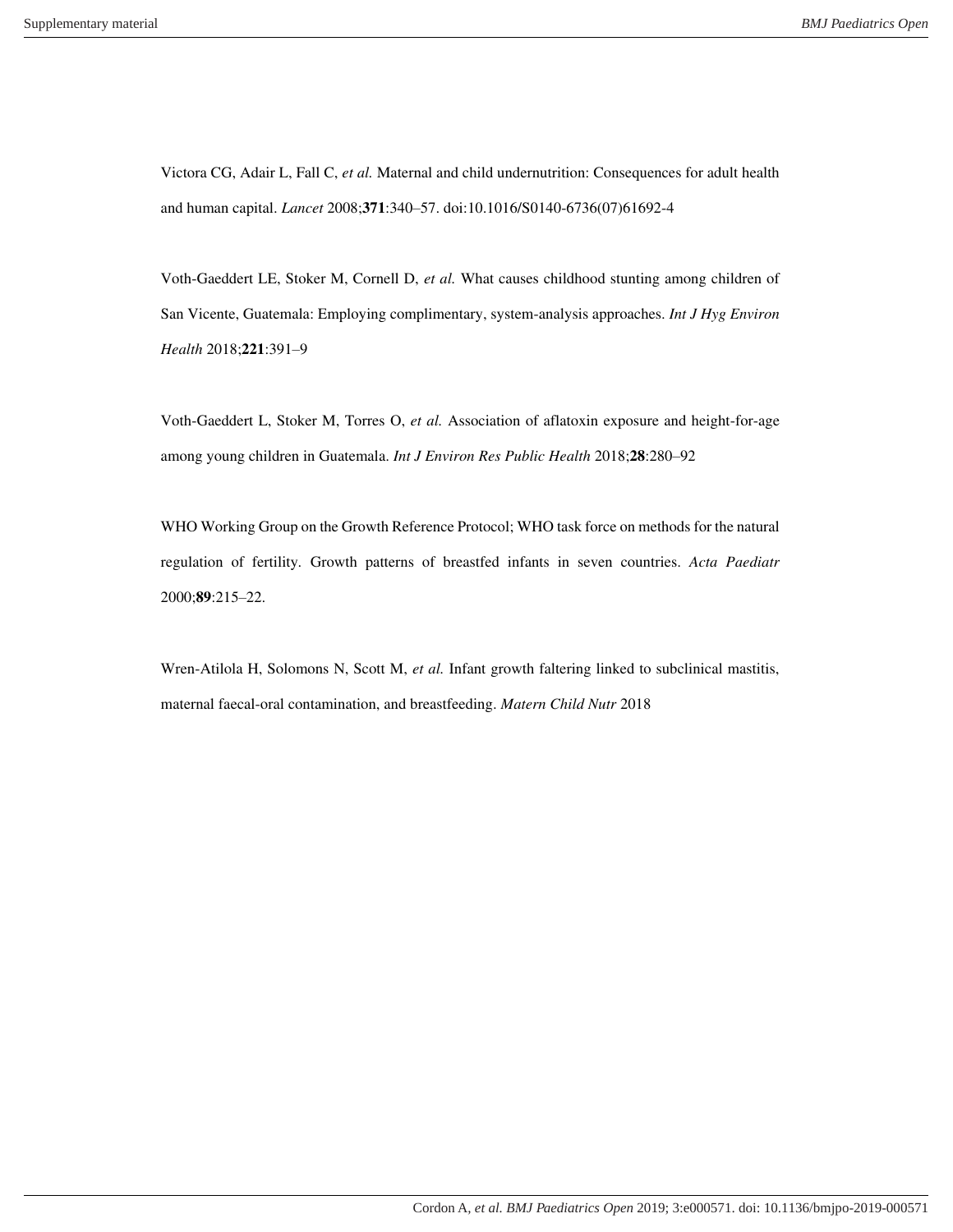Victora CG, Adair L, Fall C, *et al.* Maternal and child undernutrition: Consequences for adult health and human capital. *Lancet* 2008;**371**:340–57. doi:10.1016/S0140-6736(07)61692-4

Voth-Gaeddert LE, Stoker M, Cornell D, *et al.* What causes childhood stunting among children of San Vicente, Guatemala: Employing complimentary, system-analysis approaches. *Int J Hyg Environ Health* 2018;**221**:391–9

Voth-Gaeddert L, Stoker M, Torres O, *et al.* Association of aflatoxin exposure and height-for-age among young children in Guatemala. *Int J Environ Res Public Health* 2018;**28**:280–92

WHO Working Group on the Growth Reference Protocol; WHO task force on methods for the natural regulation of fertility. Growth patterns of breastfed infants in seven countries. *Acta Paediatr* 2000;**89**:215–22.

Wren-Atilola H, Solomons N, Scott M, *et al.* Infant growth faltering linked to subclinical mastitis, maternal faecal-oral contamination, and breastfeeding. *Matern Child Nutr* 2018